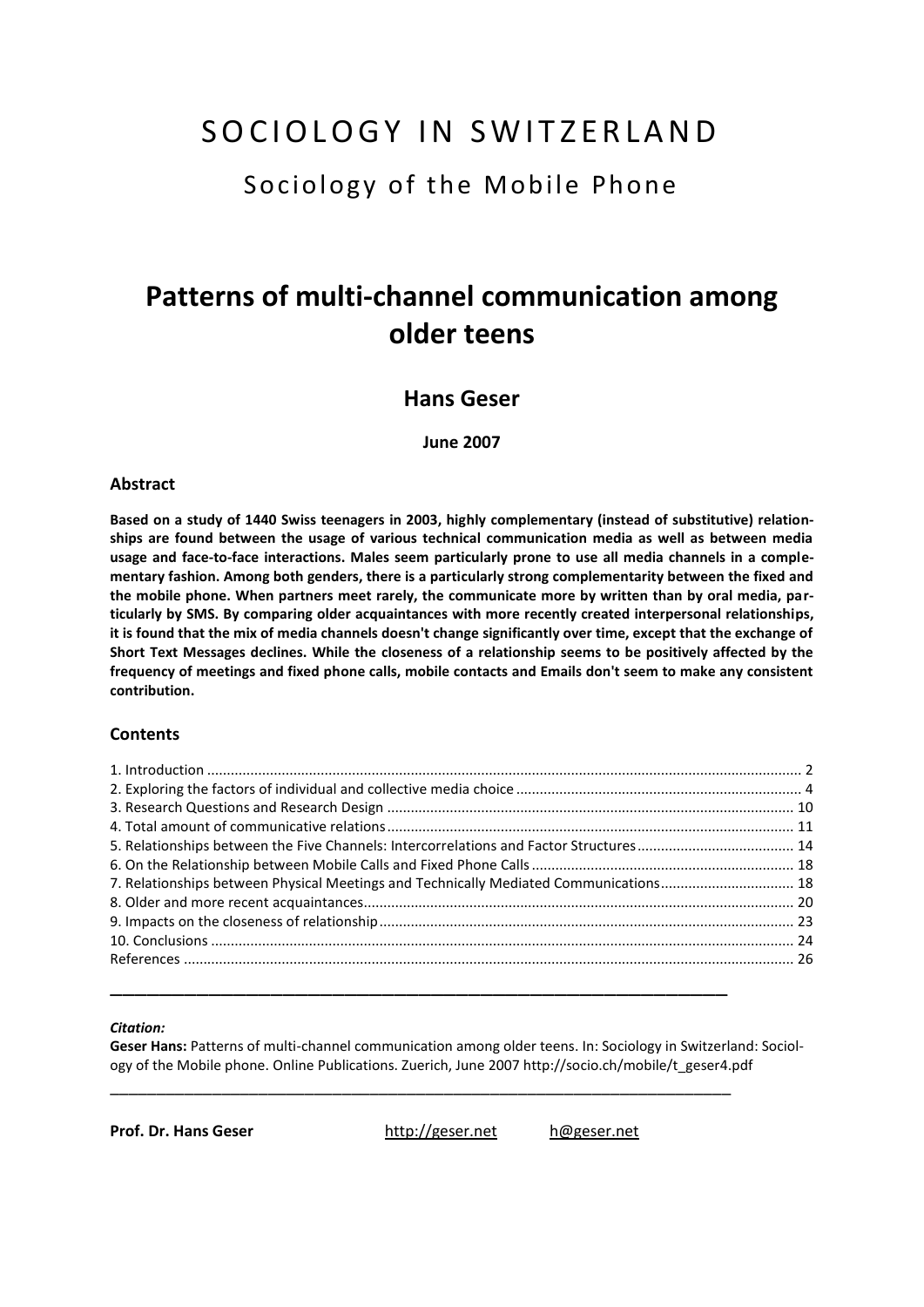# SOCIOLOGY IN SWITZERLAND

## Sociology of the Mobile Phone

# Patterns of multi-channel communication among older teens

## Hans Geser

**June 2007**

### Abstract

**Based on a study of 1440 Swiss teenagers in 2003, highly complementary (instead of substitutive) relationships are found between the usage of various technical communication media as well as between media usage and face-to-face interactions. Males seem particularly prone to use all media channels in a complementary fashion. Among both genders, there is a particularly strong complementarity between the fixed and the mobile phone. When partners meet rarely, the communicate more by written than by oral media, particularly by SMS. By comparing older acquaintances with more recently created interpersonal relationships, it is found that the mix of media channels doesn't change significantly over time, except that the exchange of Short Text Messages declines. While the closeness of a relationship seems to be positively affected by the frequency of meetings and fixed phone calls, mobile contacts and Emails don't seem to make any consistent contribution.**

### Contents

1. Introduction ..... 2
2. Exploring the factors of individual and collective media choice ..... 4
3. Research Questions and Research Design ..... 10
4. Total amount of communicative relations ..... 11
5. Relationships between the Five Channels: Intercorrelations and Factor Structures ..... 14
6. On the Relationship between Mobile Calls and Fixed Phone Calls ..... 18
7. Relationships between Physical Meetings and Technically Mediated Communications ..... 18
8. Older and more recent acquaintances ..... 20
9. Impacts on the closeness of relationship ..... 23
10. Conclusions ..... 24

References ..... 26

---

***Citation:***

**Geser Hans:** Patterns of multi-channel communication among older teens. In: Sociology in Switzerland: Sociology of the Mobile phone. Online Publications. Zuerich, June 2007 http://socio.ch/mobile/t_geser4.pdf

---

**Prof. Dr. Hans Geser** http://geser.net h@geser.net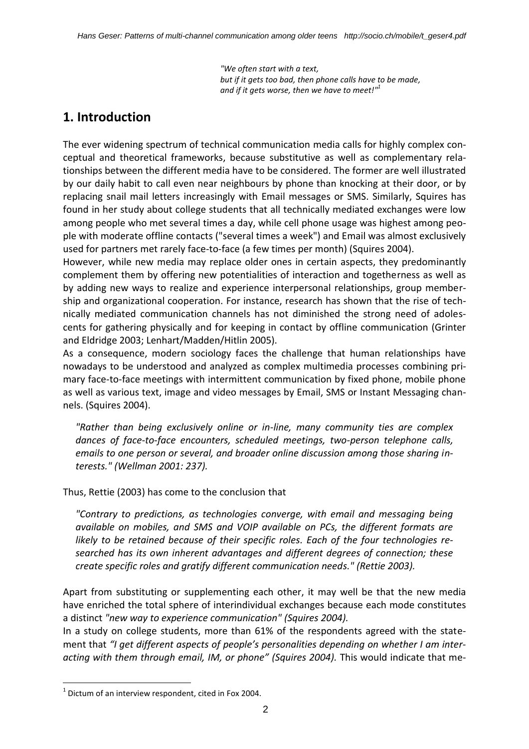*"We often start with a text,*
*but if it gets too bad, then phone calls have to be made,*
*and if it gets worse, then we have to meet!"*[1]

## 1. Introduction

The ever widening spectrum of technical communication media calls for highly complex conceptual and theoretical frameworks, because substitutive as well as complementary relationships between the different media have to be considered. The former are well illustrated by our daily habit to call even near neighbours by phone than knocking at their door, or by replacing snail mail letters increasingly with Email messages or SMS. Similarly, Squires has found in her study about college students that all technically mediated exchanges were low among people who met several times a day, while cell phone usage was highest among people with moderate offline contacts ("several times a week") and Email was almost exclusively used for partners met rarely face-to-face (a few times per month) (Squires 2004).

However, while new media may replace older ones in certain aspects, they predominantly complement them by offering new potentialities of interaction and togetherness as well as by adding new ways to realize and experience interpersonal relationships, group membership and organizational cooperation. For instance, research has shown that the rise of technically mediated communication channels has not diminished the strong need of adolescents for gathering physically and for keeping in contact by offline communication (Grinter and Eldridge 2003; Lenhart/Madden/Hitlin 2005).

As a consequence, modern sociology faces the challenge that human relationships have nowadays to be understood and analyzed as complex multimedia processes combining primary face-to-face meetings with intermittent communication by fixed phone, mobile phone as well as various text, image and video messages by Email, SMS or Instant Messaging channels. (Squires 2004).

> *"Rather than being exclusively online or in-line, many community ties are complex dances of face-to-face encounters, scheduled meetings, two-person telephone calls, emails to one person or several, and broader online discussion among those sharing interests." (Wellman 2001: 237).*

Thus, Rettie (2003) has come to the conclusion that

> *"Contrary to predictions, as technologies converge, with email and messaging being available on mobiles, and SMS and VOIP available on PCs, the different formats are likely to be retained because of their specific roles. Each of the four technologies researched has its own inherent advantages and different degrees of connection; these create specific roles and gratify different communication needs." (Rettie 2003).*

Apart from substituting or supplementing each other, it may well be that the new media have enriched the total sphere of interindividual exchanges because each mode constitutes a distinct *"new way to experience communication" (Squires 2004).*

In a study on college students, more than 61% of the respondents agreed with the statement that *"I get different aspects of people's personalities depending on whether I am interacting with them through email, IM, or phone" (Squires 2004).* This would indicate that me-

---

[1] Dictum of an interview respondent, cited in Fox 2004.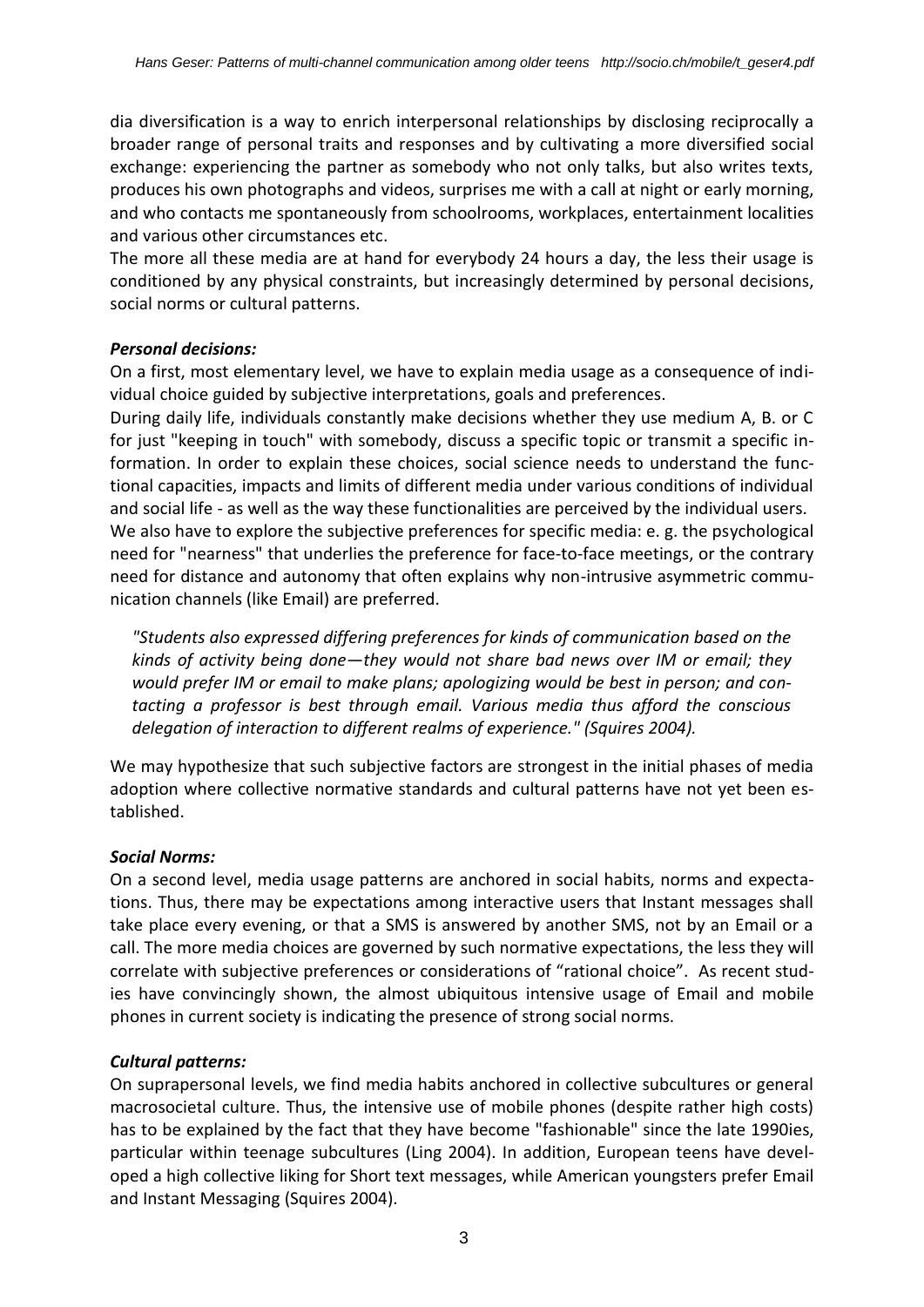dia diversification is a way to enrich interpersonal relationships by disclosing reciprocally a broader range of personal traits and responses and by cultivating a more diversified social exchange: experiencing the partner as somebody who not only talks, but also writes texts, produces his own photographs and videos, surprises me with a call at night or early morning, and who contacts me spontaneously from schoolrooms, workplaces, entertainment localities and various other circumstances etc.

The more all these media are at hand for everybody 24 hours a day, the less their usage is conditioned by any physical constraints, but increasingly determined by personal decisions, social norms or cultural patterns.

***Personal decisions:***

On a first, most elementary level, we have to explain media usage as a consequence of individual choice guided by subjective interpretations, goals and preferences.

During daily life, individuals constantly make decisions whether they use medium A, B. or C for just "keeping in touch" with somebody, discuss a specific topic or transmit a specific information. In order to explain these choices, social science needs to understand the functional capacities, impacts and limits of different media under various conditions of individual and social life - as well as the way these functionalities are perceived by the individual users.

We also have to explore the subjective preferences for specific media: e. g. the psychological need for "nearness" that underlies the preference for face-to-face meetings, or the contrary need for distance and autonomy that often explains why non-intrusive asymmetric communication channels (like Email) are preferred.

> *"Students also expressed differing preferences for kinds of communication based on the kinds of activity being done—they would not share bad news over IM or email; they would prefer IM or email to make plans; apologizing would be best in person; and contacting a professor is best through email. Various media thus afford the conscious delegation of interaction to different realms of experience." (Squires 2004).*

We may hypothesize that such subjective factors are strongest in the initial phases of media adoption where collective normative standards and cultural patterns have not yet been established.

***Social Norms:***

On a second level, media usage patterns are anchored in social habits, norms and expectations. Thus, there may be expectations among interactive users that Instant messages shall take place every evening, or that a SMS is answered by another SMS, not by an Email or a call. The more media choices are governed by such normative expectations, the less they will correlate with subjective preferences or considerations of "rational choice". As recent studies have convincingly shown, the almost ubiquitous intensive usage of Email and mobile phones in current society is indicating the presence of strong social norms.

***Cultural patterns:***

On suprapersonal levels, we find media habits anchored in collective subcultures or general macrosocietal culture. Thus, the intensive use of mobile phones (despite rather high costs) has to be explained by the fact that they have become "fashionable" since the late 1990ies, particular within teenage subcultures (Ling 2004). In addition, European teens have developed a high collective liking for Short text messages, while American youngsters prefer Email and Instant Messaging (Squires 2004).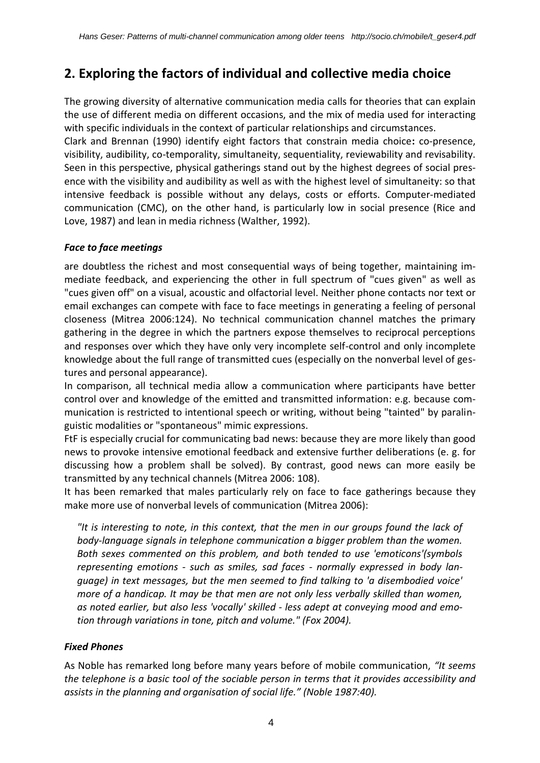## 2. Exploring the factors of individual and collective media choice

The growing diversity of alternative communication media calls for theories that can explain the use of different media on different occasions, and the mix of media used for interacting with specific individuals in the context of particular relationships and circumstances.

Clark and Brennan (1990) identify eight factors that constrain media choice**:** co-presence, visibility, audibility, co-temporality, simultaneity, sequentiality, reviewability and revisability. Seen in this perspective, physical gatherings stand out by the highest degrees of social presence with the visibility and audibility as well as with the highest level of simultaneity: so that intensive feedback is possible without any delays, costs or efforts. Computer-mediated communication (CMC), on the other hand, is particularly low in social presence (Rice and Love, 1987) and lean in media richness (Walther, 1992).

### *Face to face meetings*

are doubtless the richest and most consequential ways of being together, maintaining immediate feedback, and experiencing the other in full spectrum of "cues given" as well as "cues given off" on a visual, acoustic and olfactorial level. Neither phone contacts nor text or email exchanges can compete with face to face meetings in generating a feeling of personal closeness (Mitrea 2006:124). No technical communication channel matches the primary gathering in the degree in which the partners expose themselves to reciprocal perceptions and responses over which they have only very incomplete self-control and only incomplete knowledge about the full range of transmitted cues (especially on the nonverbal level of gestures and personal appearance).

In comparison, all technical media allow a communication where participants have better control over and knowledge of the emitted and transmitted information: e.g. because communication is restricted to intentional speech or writing, without being "tainted" by paralinguistic modalities or "spontaneous" mimic expressions.

FtF is especially crucial for communicating bad news: because they are more likely than good news to provoke intensive emotional feedback and extensive further deliberations (e. g. for discussing how a problem shall be solved). By contrast, good news can more easily be transmitted by any technical channels (Mitrea 2006: 108).

It has been remarked that males particularly rely on face to face gatherings because they make more use of nonverbal levels of communication (Mitrea 2006):

> *"It is interesting to note, in this context, that the men in our groups found the lack of body-language signals in telephone communication a bigger problem than the women. Both sexes commented on this problem, and both tended to use 'emoticons'(symbols representing emotions - such as smiles, sad faces - normally expressed in body language) in text messages, but the men seemed to find talking to 'a disembodied voice' more of a handicap. It may be that men are not only less verbally skilled than women, as noted earlier, but also less 'vocally' skilled - less adept at conveying mood and emotion through variations in tone, pitch and volume." (Fox 2004).*

### *Fixed Phones*

As Noble has remarked long before many years before of mobile communication, *"It seems the telephone is a basic tool of the sociable person in terms that it provides accessibility and assists in the planning and organisation of social life." (Noble 1987:40).*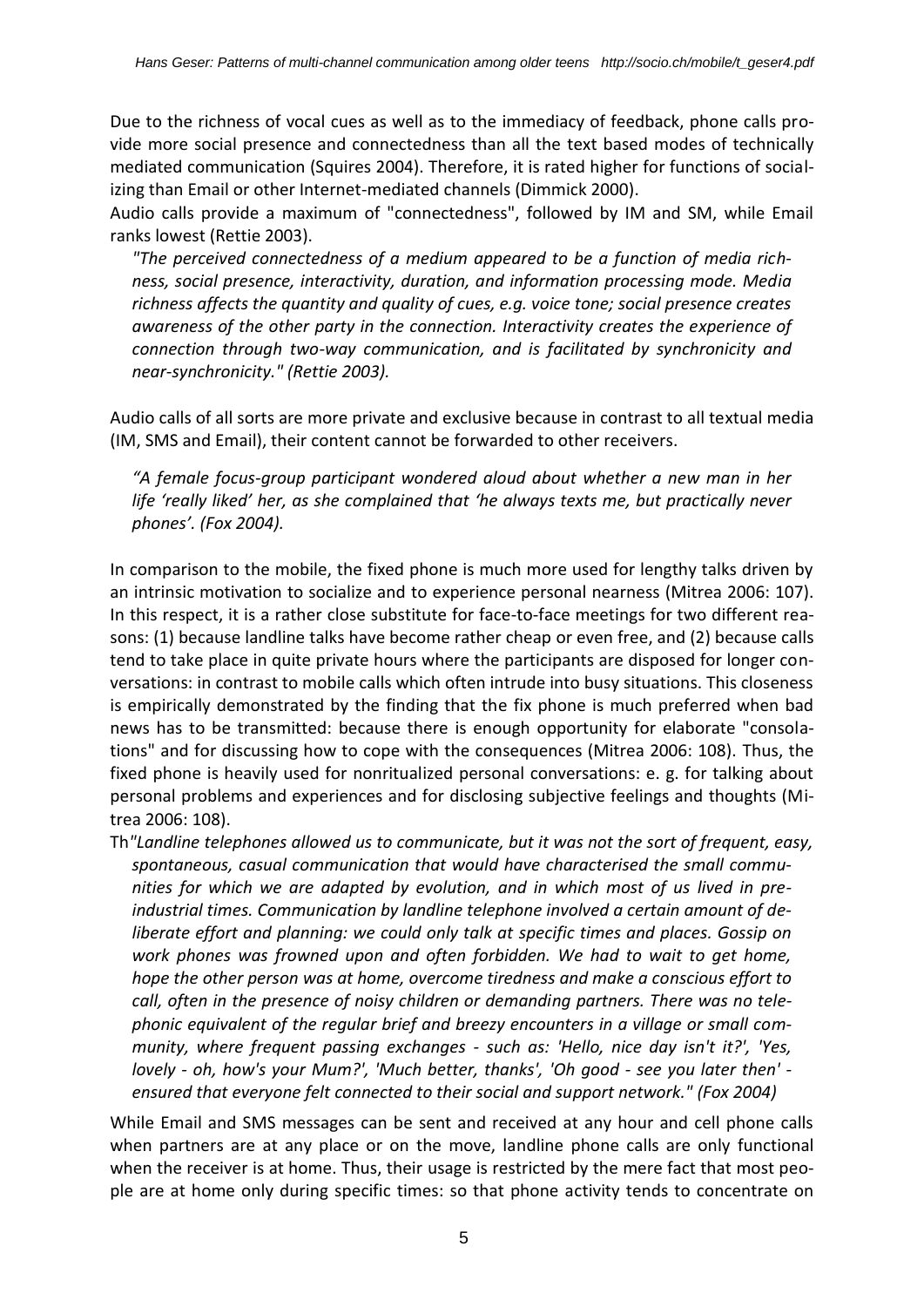Due to the richness of vocal cues as well as to the immediacy of feedback, phone calls provide more social presence and connectedness than all the text based modes of technically mediated communication (Squires 2004). Therefore, it is rated higher for functions of socializing than Email or other Internet-mediated channels (Dimmick 2000).

Audio calls provide a maximum of "connectedness", followed by IM and SM, while Email ranks lowest (Rettie 2003).

> *"The perceived connectedness of a medium appeared to be a function of media richness, social presence, interactivity, duration, and information processing mode. Media richness affects the quantity and quality of cues, e.g. voice tone; social presence creates awareness of the other party in the connection. Interactivity creates the experience of connection through two-way communication, and is facilitated by synchronicity and near-synchronicity." (Rettie 2003).*

Audio calls of all sorts are more private and exclusive because in contrast to all textual media (IM, SMS and Email), their content cannot be forwarded to other receivers.

> *"A female focus-group participant wondered aloud about whether a new man in her life 'really liked' her, as she complained that 'he always texts me, but practically never phones'. (Fox 2004).*

In comparison to the mobile, the fixed phone is much more used for lengthy talks driven by an intrinsic motivation to socialize and to experience personal nearness (Mitrea 2006: 107). In this respect, it is a rather close substitute for face-to-face meetings for two different reasons: (1) because landline talks have become rather cheap or even free, and (2) because calls tend to take place in quite private hours where the participants are disposed for longer conversations: in contrast to mobile calls which often intrude into busy situations. This closeness is empirically demonstrated by the finding that the fix phone is much preferred when bad news has to be transmitted: because there is enough opportunity for elaborate "consolations" and for discussing how to cope with the consequences (Mitrea 2006: 108). Thus, the fixed phone is heavily used for nonritualized personal conversations: e. g. for talking about personal problems and experiences and for disclosing subjective feelings and thoughts (Mitrea 2006: 108).

> Th*"Landline telephones allowed us to communicate, but it was not the sort of frequent, easy, spontaneous, casual communication that would have characterised the small communities for which we are adapted by evolution, and in which most of us lived in pre-industrial times. Communication by landline telephone involved a certain amount of deliberate effort and planning: we could only talk at specific times and places. Gossip on work phones was frowned upon and often forbidden. We had to wait to get home, hope the other person was at home, overcome tiredness and make a conscious effort to call, often in the presence of noisy children or demanding partners. There was no telephonic equivalent of the regular brief and breezy encounters in a village or small community, where frequent passing exchanges - such as: 'Hello, nice day isn't it?', 'Yes, lovely - oh, how's your Mum?', 'Much better, thanks', 'Oh good - see you later then' - ensured that everyone felt connected to their social and support network." (Fox 2004)*

While Email and SMS messages can be sent and received at any hour and cell phone calls when partners are at any place or on the move, landline phone calls are only functional when the receiver is at home. Thus, their usage is restricted by the mere fact that most people are at home only during specific times: so that phone activity tends to concentrate on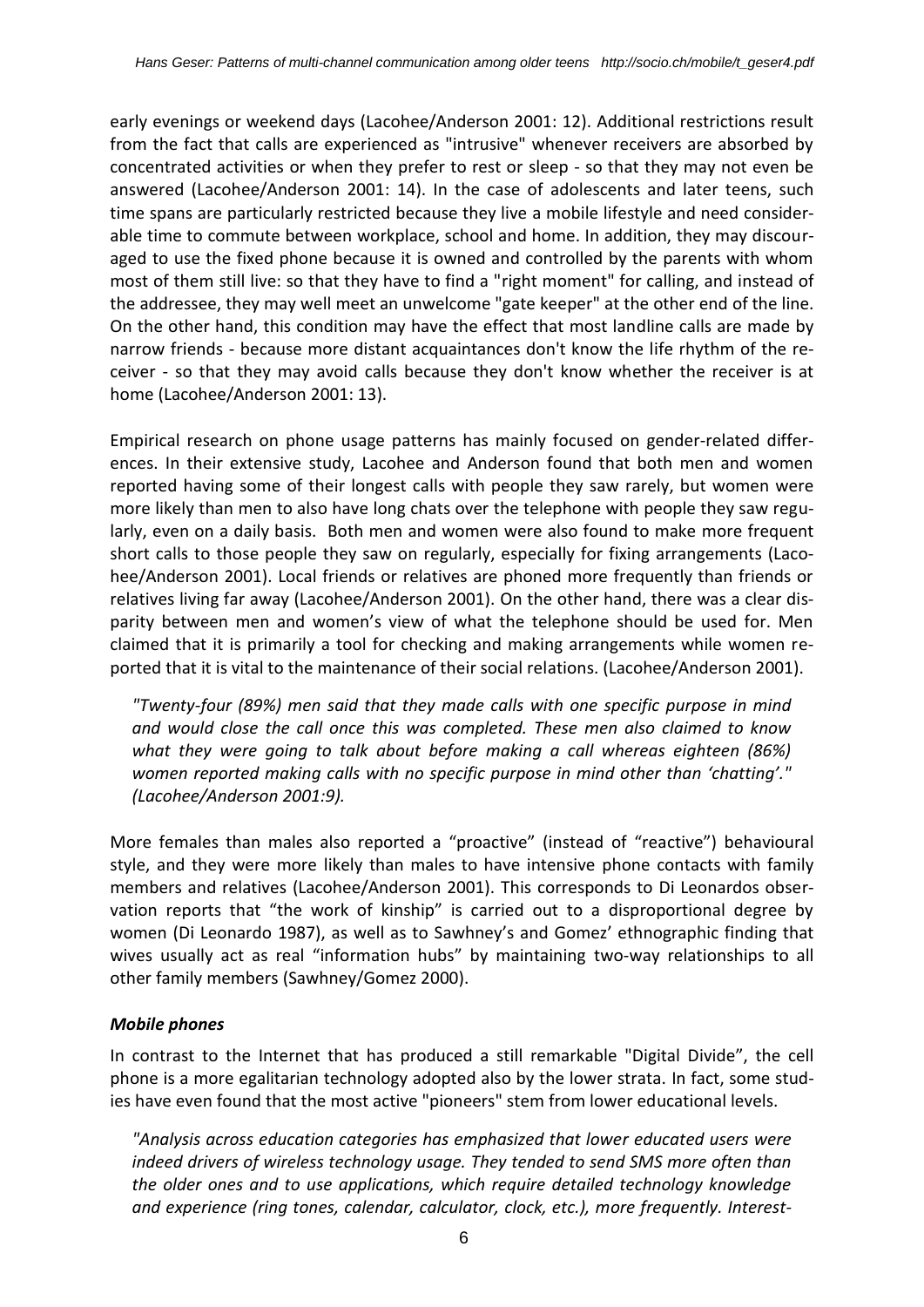early evenings or weekend days (Lacohee/Anderson 2001: 12). Additional restrictions result from the fact that calls are experienced as "intrusive" whenever receivers are absorbed by concentrated activities or when they prefer to rest or sleep - so that they may not even be answered (Lacohee/Anderson 2001: 14). In the case of adolescents and later teens, such time spans are particularly restricted because they live a mobile lifestyle and need considerable time to commute between workplace, school and home. In addition, they may discouraged to use the fixed phone because it is owned and controlled by the parents with whom most of them still live: so that they have to find a "right moment" for calling, and instead of the addressee, they may well meet an unwelcome "gate keeper" at the other end of the line. On the other hand, this condition may have the effect that most landline calls are made by narrow friends - because more distant acquaintances don't know the life rhythm of the receiver - so that they may avoid calls because they don't know whether the receiver is at home (Lacohee/Anderson 2001: 13).

Empirical research on phone usage patterns has mainly focused on gender-related differences. In their extensive study, Lacohee and Anderson found that both men and women reported having some of their longest calls with people they saw rarely, but women were more likely than men to also have long chats over the telephone with people they saw regularly, even on a daily basis. Both men and women were also found to make more frequent short calls to those people they saw on regularly, especially for fixing arrangements (Lacohee/Anderson 2001). Local friends or relatives are phoned more frequently than friends or relatives living far away (Lacohee/Anderson 2001). On the other hand, there was a clear disparity between men and women's view of what the telephone should be used for. Men claimed that it is primarily a tool for checking and making arrangements while women reported that it is vital to the maintenance of their social relations. (Lacohee/Anderson 2001).

> *"Twenty-four (89%) men said that they made calls with one specific purpose in mind and would close the call once this was completed. These men also claimed to know what they were going to talk about before making a call whereas eighteen (86%) women reported making calls with no specific purpose in mind other than 'chatting'." (Lacohee/Anderson 2001:9).*

More females than males also reported a "proactive" (instead of "reactive") behavioural style, and they were more likely than males to have intensive phone contacts with family members and relatives (Lacohee/Anderson 2001). This corresponds to Di Leonardos observation reports that "the work of kinship" is carried out to a disproportional degree by women (Di Leonardo 1987), as well as to Sawhney's and Gomez' ethnographic finding that wives usually act as real "information hubs" by maintaining two-way relationships to all other family members (Sawhney/Gomez 2000).

### *Mobile phones*

In contrast to the Internet that has produced a still remarkable "Digital Divide", the cell phone is a more egalitarian technology adopted also by the lower strata. In fact, some studies have even found that the most active "pioneers" stem from lower educational levels.

> *"Analysis across education categories has emphasized that lower educated users were indeed drivers of wireless technology usage. They tended to send SMS more often than the older ones and to use applications, which require detailed technology knowledge and experience (ring tones, calendar, calculator, clock, etc.), more frequently. Interest-*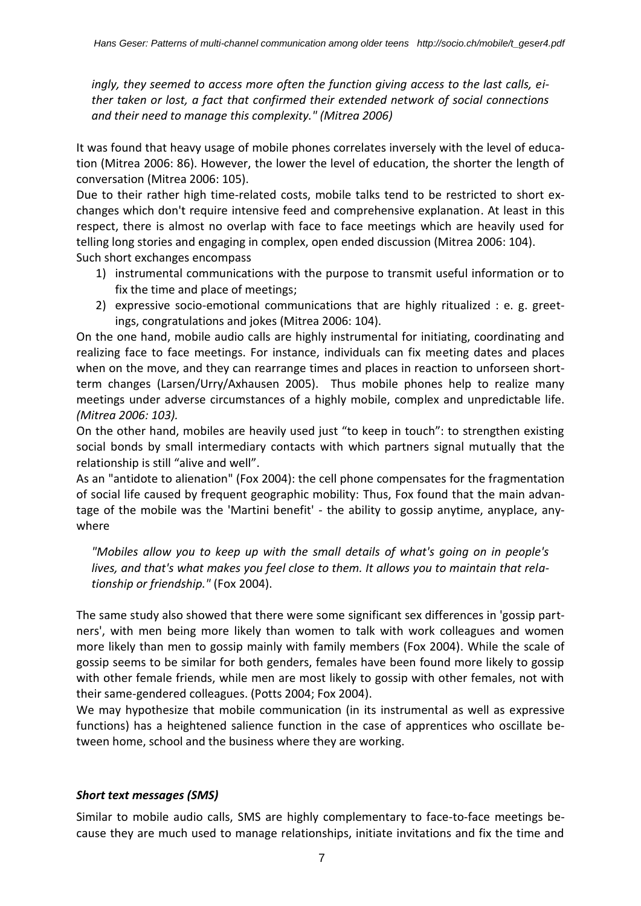*ingly, they seemed to access more often the function giving access to the last calls, either taken or lost, a fact that confirmed their extended network of social connections and their need to manage this complexity." (Mitrea 2006)*

It was found that heavy usage of mobile phones correlates inversely with the level of education (Mitrea 2006: 86). However, the lower the level of education, the shorter the length of conversation (Mitrea 2006: 105).

Due to their rather high time-related costs, mobile talks tend to be restricted to short exchanges which don't require intensive feed and comprehensive explanation. At least in this respect, there is almost no overlap with face to face meetings which are heavily used for telling long stories and engaging in complex, open ended discussion (Mitrea 2006: 104).

Such short exchanges encompass

1) instrumental communications with the purpose to transmit useful information or to fix the time and place of meetings;
2) expressive socio-emotional communications that are highly ritualized : e. g. greetings, congratulations and jokes (Mitrea 2006: 104).

On the one hand, mobile audio calls are highly instrumental for initiating, coordinating and realizing face to face meetings. For instance, individuals can fix meeting dates and places when on the move, and they can rearrange times and places in reaction to unforseen short-term changes (Larsen/Urry/Axhausen 2005). Thus mobile phones help to realize many meetings under adverse circumstances of a highly mobile, complex and unpredictable life. *(Mitrea 2006: 103).*

On the other hand, mobiles are heavily used just "to keep in touch": to strengthen existing social bonds by small intermediary contacts with which partners signal mutually that the relationship is still "alive and well".

As an "antidote to alienation" (Fox 2004): the cell phone compensates for the fragmentation of social life caused by frequent geographic mobility: Thus, Fox found that the main advantage of the mobile was the 'Martini benefit' - the ability to gossip anytime, anyplace, anywhere

*"Mobiles allow you to keep up with the small details of what's going on in people's lives, and that's what makes you feel close to them. It allows you to maintain that relationship or friendship."* (Fox 2004).

The same study also showed that there were some significant sex differences in 'gossip partners', with men being more likely than women to talk with work colleagues and women more likely than men to gossip mainly with family members (Fox 2004). While the scale of gossip seems to be similar for both genders, females have been found more likely to gossip with other female friends, while men are most likely to gossip with other females, not with their same-gendered colleagues. (Potts 2004; Fox 2004).

We may hypothesize that mobile communication (in its instrumental as well as expressive functions) has a heightened salience function in the case of apprentices who oscillate between home, school and the business where they are working.

### *Short text messages (SMS)*

Similar to mobile audio calls, SMS are highly complementary to face-to-face meetings because they are much used to manage relationships, initiate invitations and fix the time and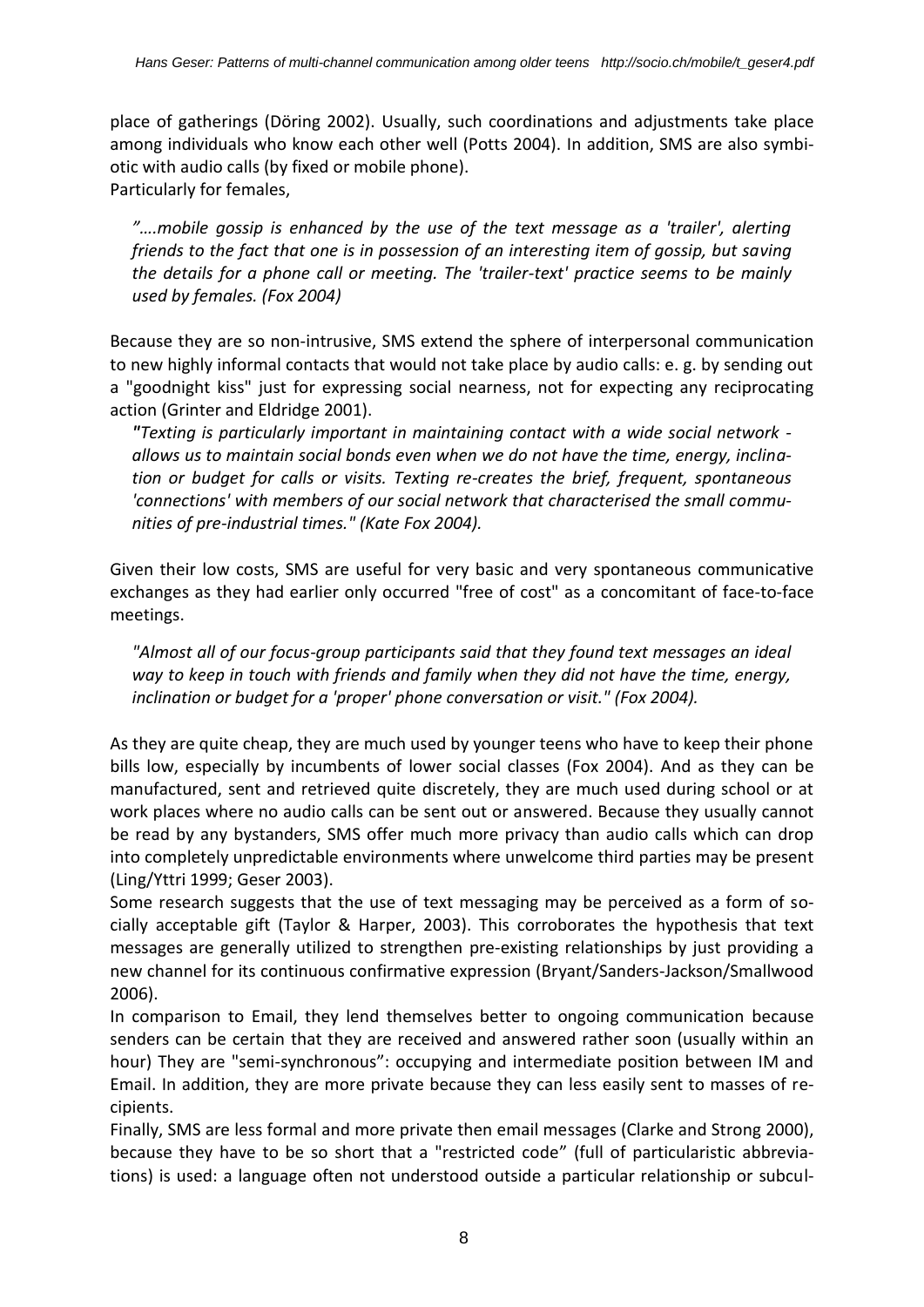place of gatherings (Döring 2002). Usually, such coordinations and adjustments take place among individuals who know each other well (Potts 2004). In addition, SMS are also symbiotic with audio calls (by fixed or mobile phone).
Particularly for females,

> *"….mobile gossip is enhanced by the use of the text message as a 'trailer', alerting friends to the fact that one is in possession of an interesting item of gossip, but saving the details for a phone call or meeting. The 'trailer-text' practice seems to be mainly used by females. (Fox 2004)*

Because they are so non-intrusive, SMS extend the sphere of interpersonal communication to new highly informal contacts that would not take place by audio calls: e. g. by sending out a "goodnight kiss" just for expressing social nearness, not for expecting any reciprocating action (Grinter and Eldridge 2001).

> *"Texting is particularly important in maintaining contact with a wide social network - allows us to maintain social bonds even when we do not have the time, energy, inclination or budget for calls or visits. Texting re-creates the brief, frequent, spontaneous 'connections' with members of our social network that characterised the small communities of pre-industrial times." (Kate Fox 2004).*

Given their low costs, SMS are useful for very basic and very spontaneous communicative exchanges as they had earlier only occurred "free of cost" as a concomitant of face-to-face meetings.

> *"Almost all of our focus-group participants said that they found text messages an ideal way to keep in touch with friends and family when they did not have the time, energy, inclination or budget for a 'proper' phone conversation or visit." (Fox 2004).*

As they are quite cheap, they are much used by younger teens who have to keep their phone bills low, especially by incumbents of lower social classes (Fox 2004). And as they can be manufactured, sent and retrieved quite discretely, they are much used during school or at work places where no audio calls can be sent out or answered. Because they usually cannot be read by any bystanders, SMS offer much more privacy than audio calls which can drop into completely unpredictable environments where unwelcome third parties may be present (Ling/Yttri 1999; Geser 2003).
Some research suggests that the use of text messaging may be perceived as a form of socially acceptable gift (Taylor & Harper, 2003). This corroborates the hypothesis that text messages are generally utilized to strengthen pre-existing relationships by just providing a new channel for its continuous confirmative expression (Bryant/Sanders-Jackson/Smallwood 2006).
In comparison to Email, they lend themselves better to ongoing communication because senders can be certain that they are received and answered rather soon (usually within an hour) They are "semi-synchronous": occupying and intermediate position between IM and Email. In addition, they are more private because they can less easily sent to masses of recipients.
Finally, SMS are less formal and more private then email messages (Clarke and Strong 2000), because they have to be so short that a "restricted code" (full of particularistic abbreviations) is used: a language often not understood outside a particular relationship or subcul-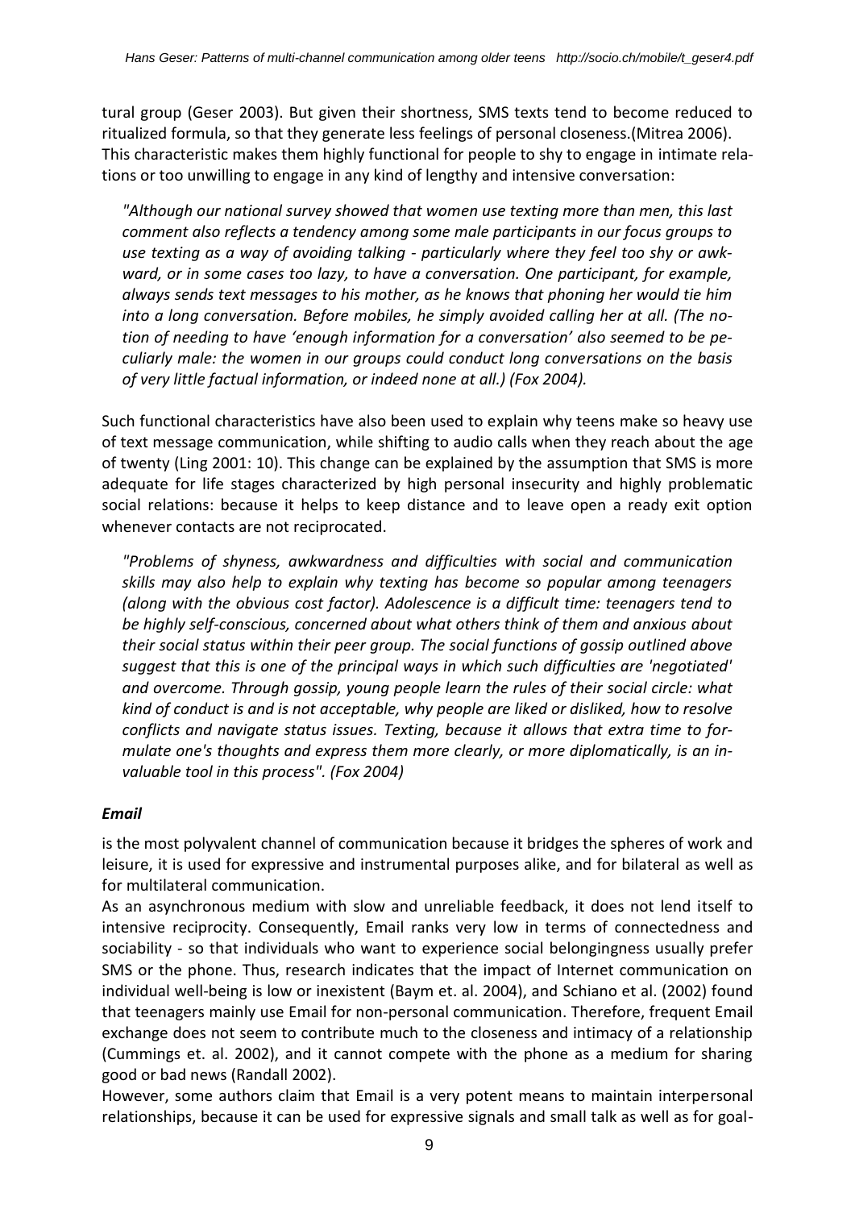tural group (Geser 2003). But given their shortness, SMS texts tend to become reduced to ritualized formula, so that they generate less feelings of personal closeness.(Mitrea 2006). This characteristic makes them highly functional for people to shy to engage in intimate relations or too unwilling to engage in any kind of lengthy and intensive conversation:

> *"Although our national survey showed that women use texting more than men, this last comment also reflects a tendency among some male participants in our focus groups to use texting as a way of avoiding talking - particularly where they feel too shy or awkward, or in some cases too lazy, to have a conversation. One participant, for example, always sends text messages to his mother, as he knows that phoning her would tie him into a long conversation. Before mobiles, he simply avoided calling her at all. (The notion of needing to have 'enough information for a conversation' also seemed to be peculiarly male: the women in our groups could conduct long conversations on the basis of very little factual information, or indeed none at all.) (Fox 2004).*

Such functional characteristics have also been used to explain why teens make so heavy use of text message communication, while shifting to audio calls when they reach about the age of twenty (Ling 2001: 10). This change can be explained by the assumption that SMS is more adequate for life stages characterized by high personal insecurity and highly problematic social relations: because it helps to keep distance and to leave open a ready exit option whenever contacts are not reciprocated.

> *"Problems of shyness, awkwardness and difficulties with social and communication skills may also help to explain why texting has become so popular among teenagers (along with the obvious cost factor). Adolescence is a difficult time: teenagers tend to be highly self-conscious, concerned about what others think of them and anxious about their social status within their peer group. The social functions of gossip outlined above suggest that this is one of the principal ways in which such difficulties are 'negotiated' and overcome. Through gossip, young people learn the rules of their social circle: what kind of conduct is and is not acceptable, why people are liked or disliked, how to resolve conflicts and navigate status issues. Texting, because it allows that extra time to formulate one's thoughts and express them more clearly, or more diplomatically, is an invaluable tool in this process". (Fox 2004)*

### *Email*

is the most polyvalent channel of communication because it bridges the spheres of work and leisure, it is used for expressive and instrumental purposes alike, and for bilateral as well as for multilateral communication.

As an asynchronous medium with slow and unreliable feedback, it does not lend itself to intensive reciprocity. Consequently, Email ranks very low in terms of connectedness and sociability - so that individuals who want to experience social belongingness usually prefer SMS or the phone. Thus, research indicates that the impact of Internet communication on individual well-being is low or inexistent (Baym et. al. 2004), and Schiano et al. (2002) found that teenagers mainly use Email for non-personal communication. Therefore, frequent Email exchange does not seem to contribute much to the closeness and intimacy of a relationship (Cummings et. al. 2002), and it cannot compete with the phone as a medium for sharing good or bad news (Randall 2002).

However, some authors claim that Email is a very potent means to maintain interpersonal relationships, because it can be used for expressive signals and small talk as well as for goal-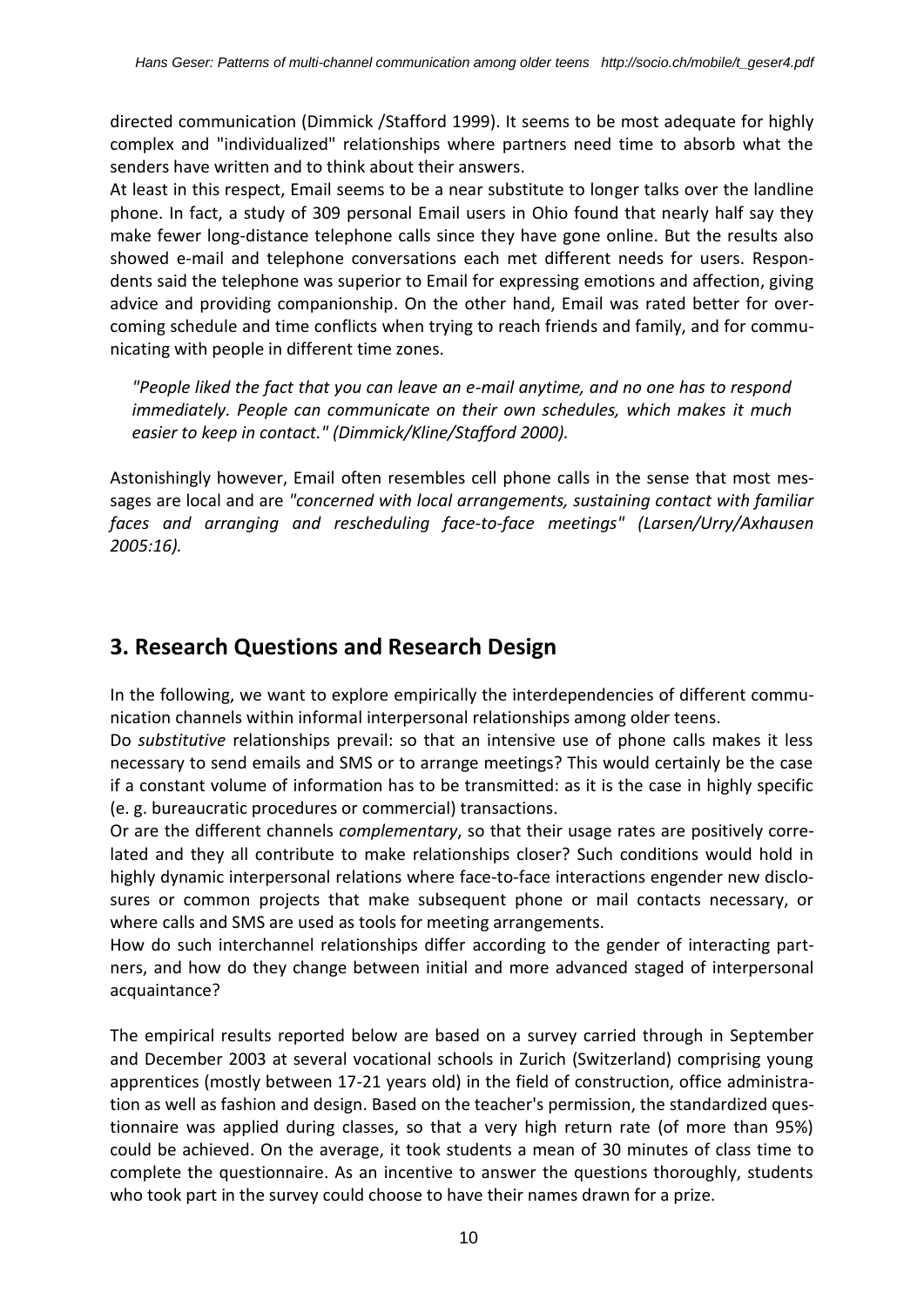directed communication (Dimmick /Stafford 1999). It seems to be most adequate for highly complex and "individualized" relationships where partners need time to absorb what the senders have written and to think about their answers.

At least in this respect, Email seems to be a near substitute to longer talks over the landline phone. In fact, a study of 309 personal Email users in Ohio found that nearly half say they make fewer long-distance telephone calls since they have gone online. But the results also showed e-mail and telephone conversations each met different needs for users. Respondents said the telephone was superior to Email for expressing emotions and affection, giving advice and providing companionship. On the other hand, Email was rated better for overcoming schedule and time conflicts when trying to reach friends and family, and for communicating with people in different time zones.

> *"People liked the fact that you can leave an e-mail anytime, and no one has to respond immediately. People can communicate on their own schedules, which makes it much easier to keep in contact." (Dimmick/Kline/Stafford 2000).*

Astonishingly however, Email often resembles cell phone calls in the sense that most messages are local and are *"concerned with local arrangements, sustaining contact with familiar faces and arranging and rescheduling face-to-face meetings" (Larsen/Urry/Axhausen 2005:16).*

## 3. Research Questions and Research Design

In the following, we want to explore empirically the interdependencies of different communication channels within informal interpersonal relationships among older teens.

Do *substitutive* relationships prevail: so that an intensive use of phone calls makes it less necessary to send emails and SMS or to arrange meetings? This would certainly be the case if a constant volume of information has to be transmitted: as it is the case in highly specific (e. g. bureaucratic procedures or commercial) transactions.

Or are the different channels *complementary*, so that their usage rates are positively correlated and they all contribute to make relationships closer? Such conditions would hold in highly dynamic interpersonal relations where face-to-face interactions engender new disclosures or common projects that make subsequent phone or mail contacts necessary, or where calls and SMS are used as tools for meeting arrangements.

How do such interchannel relationships differ according to the gender of interacting partners, and how do they change between initial and more advanced staged of interpersonal acquaintance?

The empirical results reported below are based on a survey carried through in September and December 2003 at several vocational schools in Zurich (Switzerland) comprising young apprentices (mostly between 17-21 years old) in the field of construction, office administration as well as fashion and design. Based on the teacher's permission, the standardized questionnaire was applied during classes, so that a very high return rate (of more than 95%) could be achieved. On the average, it took students a mean of 30 minutes of class time to complete the questionnaire. As an incentive to answer the questions thoroughly, students who took part in the survey could choose to have their names drawn for a prize.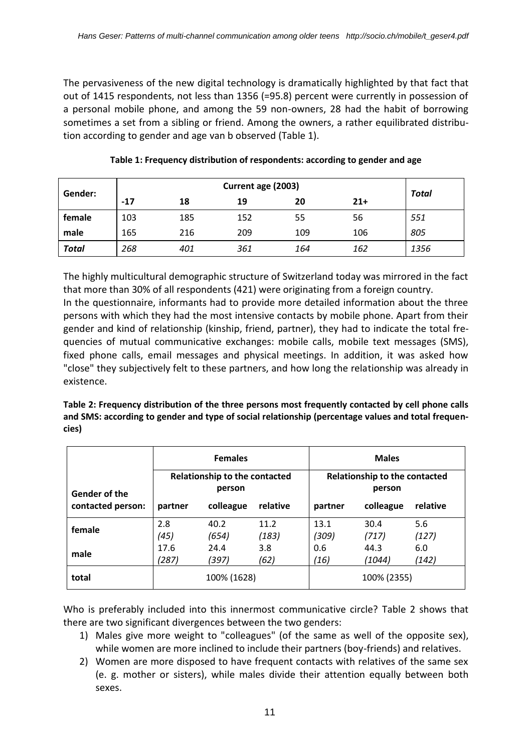The pervasiveness of the new digital technology is dramatically highlighted by that fact that out of 1415 respondents, not less than 1356 (=95.8) percent were currently in possession of a personal mobile phone, and among the 59 non-owners, 28 had the habit of borrowing sometimes a set from a sibling or friend. Among the owners, a rather equilibrated distribution according to gender and age van b observed (Table 1).

**Table 1: Frequency distribution of respondents: according to gender and age**

| Gender: | Current age (2003) | | | | | *Total* |
|---|---|---|---|---|---|---|
| | -17 | 18 | 19 | 20 | 21+ | |
| **female** | 103 | 185 | 152 | 55 | 56 | *551* |
| **male** | 165 | 216 | 209 | 109 | 106 | *805* |
| ***Total*** | *268* | *401* | *361* | *164* | *162* | *1356* |

The highly multicultural demographic structure of Switzerland today was mirrored in the fact that more than 30% of all respondents (421) were originating from a foreign country.
In the questionnaire, informants had to provide more detailed information about the three persons with which they had the most intensive contacts by mobile phone. Apart from their gender and kind of relationship (kinship, friend, partner), they had to indicate the total frequencies of mutual communicative exchanges: mobile calls, mobile text messages (SMS), fixed phone calls, email messages and physical meetings. In addition, it was asked how "close" they subjectively felt to these partners, and how long the relationship was already in existence.

**Table 2: Frequency distribution of the three persons most frequently contacted by cell phone calls and SMS: according to gender and type of social relationship (percentage values and total frequencies)**

| | Females | | | Males | | |
|---|---|---|---|---|---|---|
| | Relationship to the contacted person | | | Relationship to the contacted person | | |
| **Gender of the contacted person:** | **partner** | **colleague** | **relative** | **partner** | **colleague** | **relative** |
| **female** | 2.8 *(45)* | 40.2 *(654)* | 11.2 *(183)* | 13.1 *(309)* | 30.4 *(717)* | 5.6 *(127)* |
| **male** | 17.6 *(287)* | 24.4 *(397)* | 3.8 *(62)* | 0.6 *(16)* | 44.3 *(1044)* | 6.0 *(142)* |
| **total** | 100% (1628) | | | 100% (2355) | | |

Who is preferably included into this innermost communicative circle? Table 2 shows that there are two significant divergences between the two genders:

1) Males give more weight to "colleagues" (of the same as well of the opposite sex), while women are more inclined to include their partners (boy-friends) and relatives.
2) Women are more disposed to have frequent contacts with relatives of the same sex (e. g. mother or sisters), while males divide their attention equally between both sexes.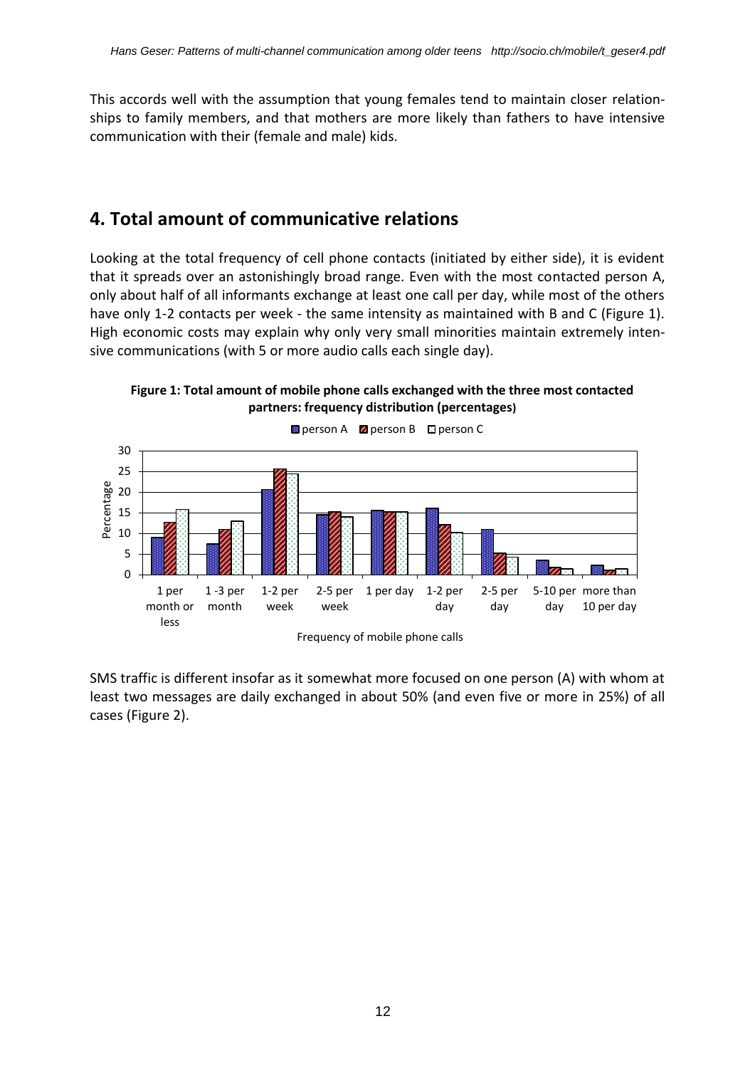This accords well with the assumption that young females tend to maintain closer relationships to family members, and that mothers are more likely than fathers to have intensive communication with their (female and male) kids.

## 4. Total amount of communicative relations

Looking at the total frequency of cell phone contacts (initiated by either side), it is evident that it spreads over an astonishingly broad range. Even with the most contacted person A, only about half of all informants exchange at least one call per day, while most of the others have only 1-2 contacts per week - the same intensity as maintained with B and C (Figure 1). High economic costs may explain why only very small minorities maintain extremely intensive communications (with 5 or more audio calls each single day).

**Figure 1: Total amount of mobile phone calls exchanged with the three most contacted partners: frequency distribution (percentages)**

person A, person B, person C

Percentage

0, 5, 10, 15, 20, 25, 30

1 per month or less
1 -3 per month
1-2 per week
2-5 per week
1 per day
1-2 per day
2-5 per day
5-10 per day
more than 10 per day

Frequency of mobile phone calls

SMS traffic is different insofar as it somewhat more focused on one person (A) with whom at least two messages are daily exchanged in about 50% (and even five or more in 25%) of all cases (Figure 2).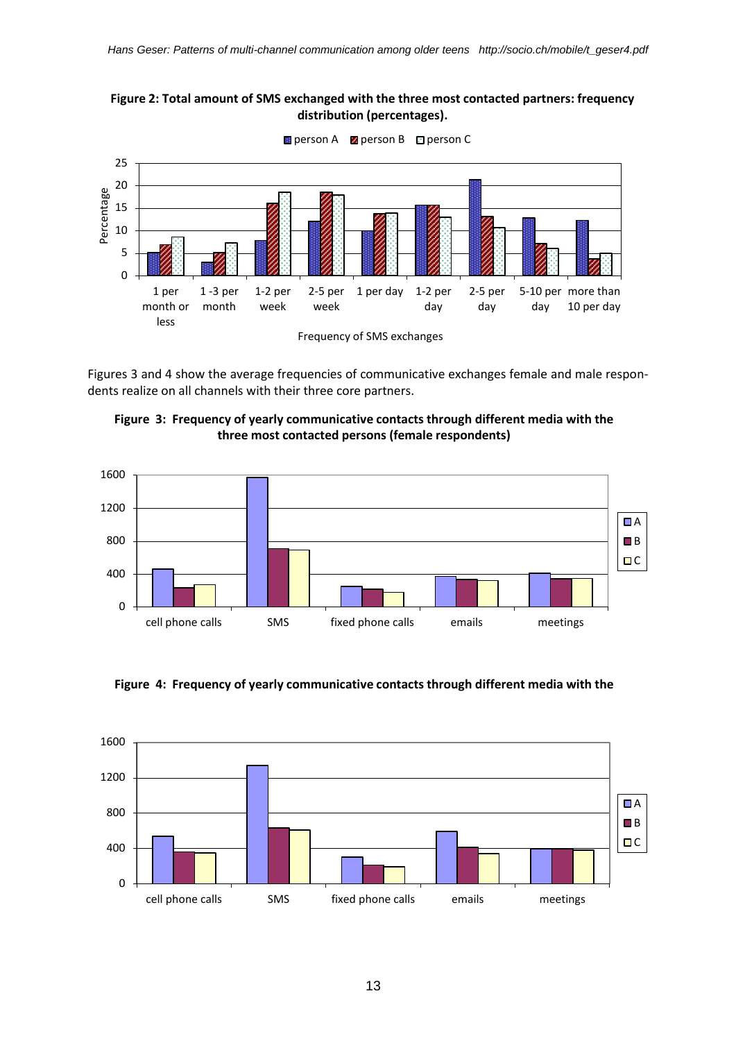**Figure 2: Total amount of SMS exchanged with the three most contacted partners: frequency distribution (percentages).**

Figures 3 and 4 show the average frequencies of communicative exchanges female and male respondents realize on all channels with their three core partners.

**Figure 3: Frequency of yearly communicative contacts through different media with the three most contacted persons (female respondents)**

**Figure 4: Frequency of yearly communicative contacts through different media with the**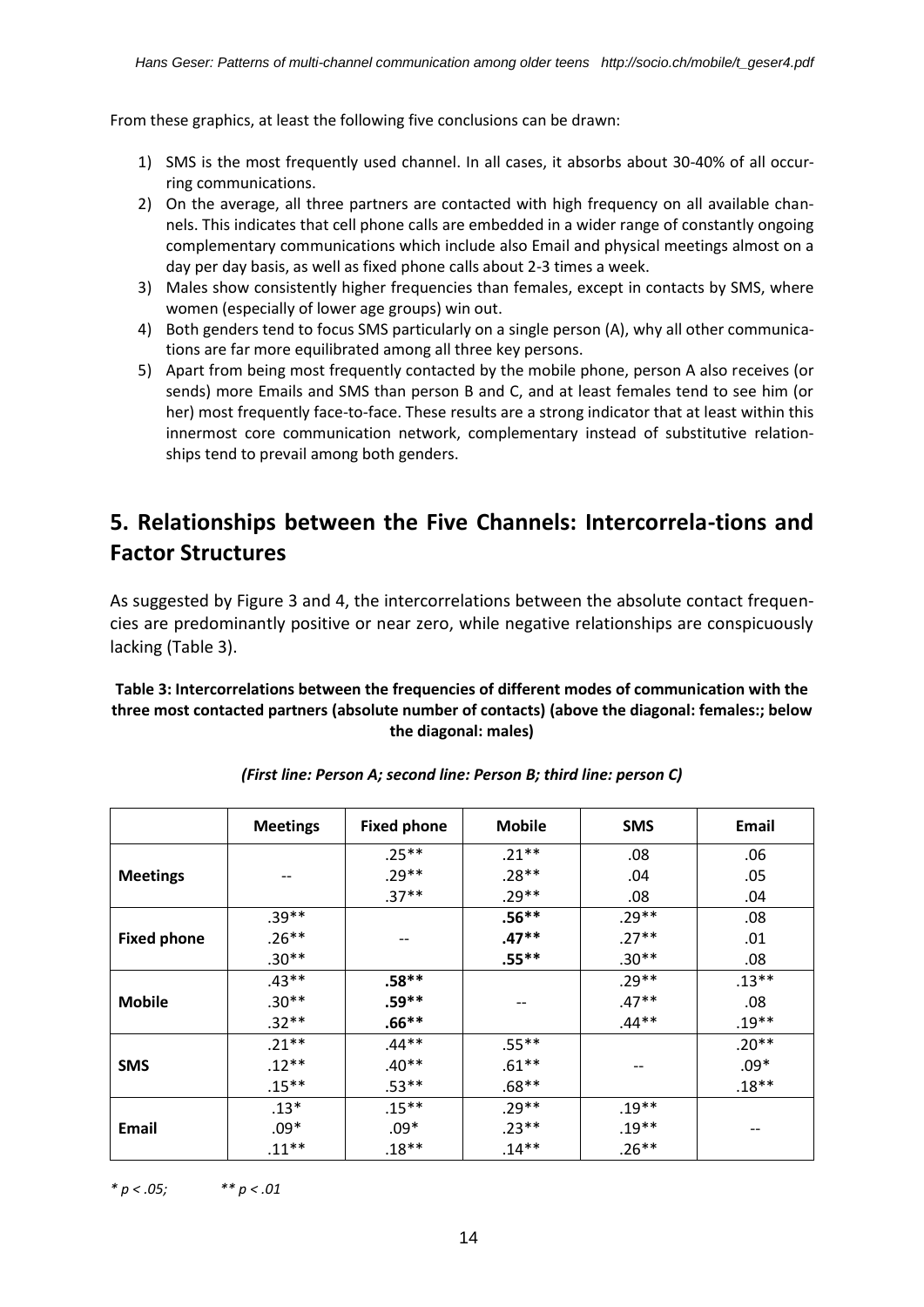From these graphics, at least the following five conclusions can be drawn:

1) SMS is the most frequently used channel. In all cases, it absorbs about 30-40% of all occurring communications.
2) On the average, all three partners are contacted with high frequency on all available channels. This indicates that cell phone calls are embedded in a wider range of constantly ongoing complementary communications which include also Email and physical meetings almost on a day per day basis, as well as fixed phone calls about 2-3 times a week.
3) Males show consistently higher frequencies than females, except in contacts by SMS, where women (especially of lower age groups) win out.
4) Both genders tend to focus SMS particularly on a single person (A), why all other communications are far more equilibrated among all three key persons.
5) Apart from being most frequently contacted by the mobile phone, person A also receives (or sends) more Emails and SMS than person B and C, and at least females tend to see him (or her) most frequently face-to-face. These results are a strong indicator that at least within this innermost core communication network, complementary instead of substitutive relationships tend to prevail among both genders.

## 5. Relationships between the Five Channels: Intercorrela-tions and Factor Structures

As suggested by Figure 3 and 4, the intercorrelations between the absolute contact frequencies are predominantly positive or near zero, while negative relationships are conspicuously lacking (Table 3).

**Table 3: Intercorrelations between the frequencies of different modes of communication with the three most contacted partners (absolute number of contacts) (above the diagonal: females:; below the diagonal: males)**

*(First line: Person A; second line: Person B; third line: person C)*

| | Meetings | Fixed phone | Mobile | SMS | Email |
|---|---|---|---|---|---|
| **Meetings** | -- | .25**<br>.29**<br>.37** | .21**<br>.28**<br>.29** | .08<br>.04<br>.08 | .06<br>.05<br>.04 |
| **Fixed phone** | .39**<br>.26**<br>.30** | -- | **.56****<br>**.47****<br>**.55**** | .29**<br>.27**<br>.30** | .08<br>.01<br>.08 |
| **Mobile** | .43**<br>.30**<br>.32** | **.58****<br>**.59****<br>**.66**** | -- | .29**<br>.47**<br>.44** | .13**<br>.08<br>.19** |
| **SMS** | .21**<br>.12**<br>.15** | .44**<br>.40**<br>.53** | .55**<br>.61**<br>.68** | -- | .20**<br>.09*<br>.18** |
| **Email** | .13*<br>.09*<br>.11** | .15**<br>.09*<br>.18** | .29**<br>.23**<br>.14** | .19**<br>.19**<br>.26** | -- |

*$* p < .05$; $** p < .01$*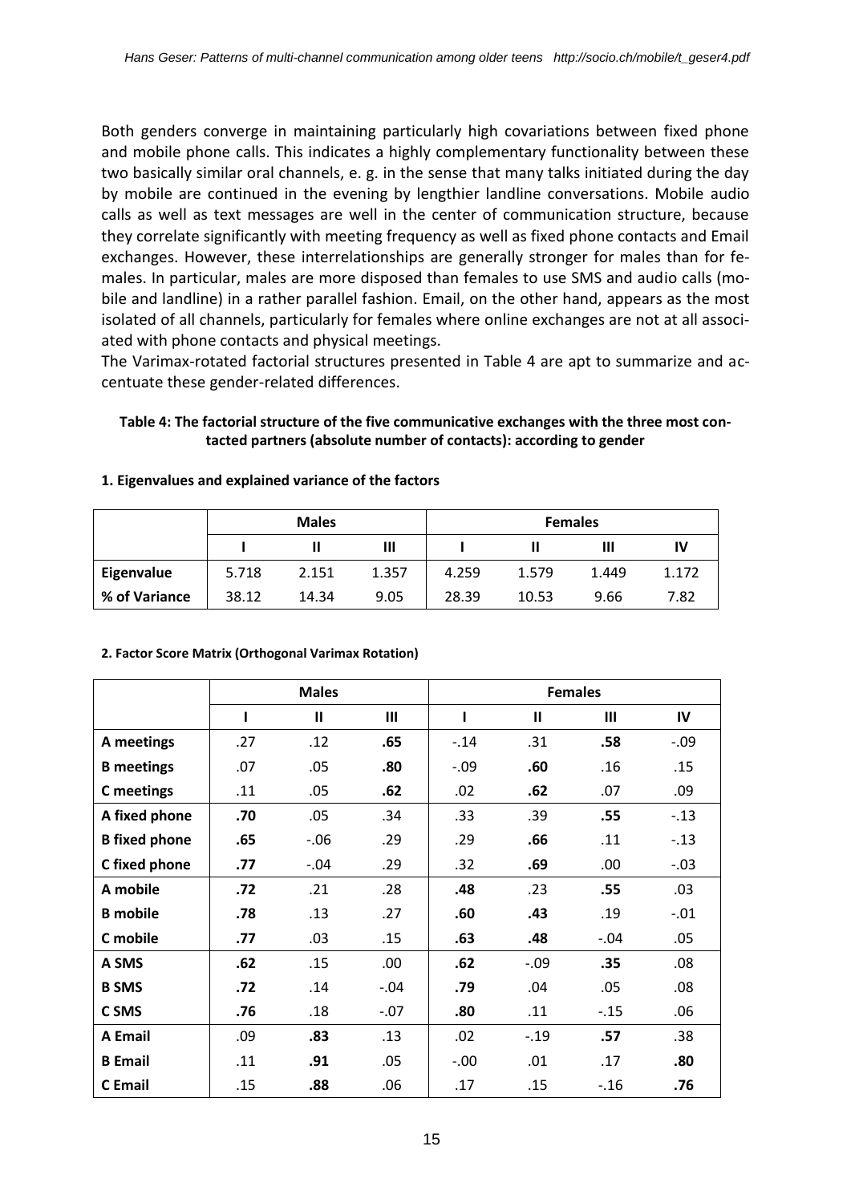Both genders converge in maintaining particularly high covariations between fixed phone and mobile phone calls. This indicates a highly complementary functionality between these two basically similar oral channels, e. g. in the sense that many talks initiated during the day by mobile are continued in the evening by lengthier landline conversations. Mobile audio calls as well as text messages are well in the center of communication structure, because they correlate significantly with meeting frequency as well as fixed phone contacts and Email exchanges. However, these interrelationships are generally stronger for males than for females. In particular, males are more disposed than females to use SMS and audio calls (mobile and landline) in a rather parallel fashion. Email, on the other hand, appears as the most isolated of all channels, particularly for females where online exchanges are not at all associated with phone contacts and physical meetings.

The Varimax-rotated factorial structures presented in Table 4 are apt to summarize and accentuate these gender-related differences.

**Table 4: The factorial structure of the five communicative exchanges with the three most contacted partners (absolute number of contacts): according to gender**

**1. Eigenvalues and explained variance of the factors**

| | Males | | | Females | | | |
|---|---|---|---|---|---|---|---|
| | **I** | **II** | **III** | **I** | **II** | **III** | **IV** |
| **Eigenvalue** | 5.718 | 2.151 | 1.357 | 4.259 | 1.579 | 1.449 | 1.172 |
| **% of Variance** | 38.12 | 14.34 | 9.05 | 28.39 | 10.53 | 9.66 | 7.82 |

**2. Factor Score Matrix (Orthogonal Varimax Rotation)**

| | Males | | | Females | | | |
|---|---|---|---|---|---|---|---|
| | **I** | **II** | **III** | **I** | **II** | **III** | **IV** |
| **A meetings** | .27 | .12 | **.65** | -.14 | .31 | **.58** | -.09 |
| **B meetings** | .07 | .05 | **.80** | -.09 | **.60** | .16 | .15 |
| **C meetings** | .11 | .05 | **.62** | .02 | **.62** | .07 | .09 |
| **A fixed phone** | **.70** | .05 | .34 | .33 | .39 | **.55** | -.13 |
| **B fixed phone** | **.65** | -.06 | .29 | .29 | **.66** | .11 | -.13 |
| **C fixed phone** | **.77** | -.04 | .29 | .32 | **.69** | .00 | -.03 |
| **A mobile** | **.72** | .21 | .28 | **.48** | .23 | **.55** | .03 |
| **B mobile** | **.78** | .13 | .27 | **.60** | **.43** | .19 | -.01 |
| **C mobile** | **.77** | .03 | .15 | **.63** | **.48** | -.04 | .05 |
| **A SMS** | **.62** | .15 | .00 | **.62** | -.09 | **.35** | .08 |
| **B SMS** | **.72** | .14 | -.04 | **.79** | .04 | .05 | .08 |
| **C SMS** | **.76** | .18 | -.07 | **.80** | .11 | -.15 | .06 |
| **A Email** | .09 | **.83** | .13 | .02 | -.19 | **.57** | .38 |
| **B Email** | .11 | **.91** | .05 | -.00 | .01 | .17 | **.80** |
| **C Email** | .15 | **.88** | .06 | .17 | .15 | -.16 | **.76** |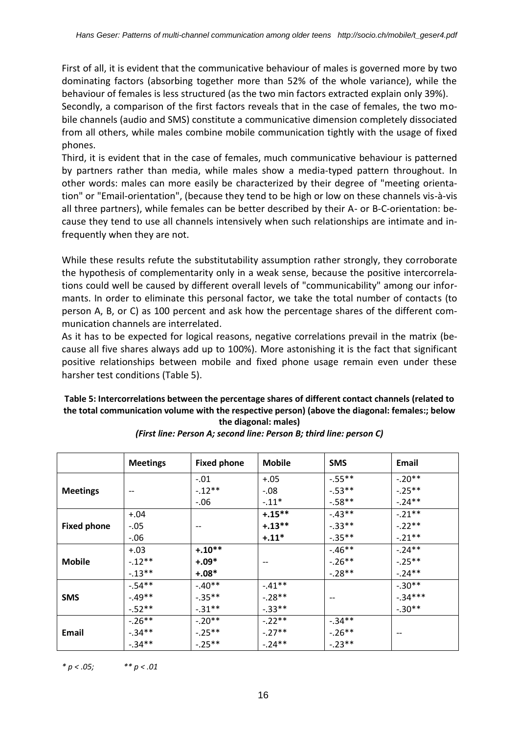First of all, it is evident that the communicative behaviour of males is governed more by two dominating factors (absorbing together more than 52% of the whole variance), while the behaviour of females is less structured (as the two min factors extracted explain only 39%).
Secondly, a comparison of the first factors reveals that in the case of females, the two mobile channels (audio and SMS) constitute a communicative dimension completely dissociated from all others, while males combine mobile communication tightly with the usage of fixed phones.
Third, it is evident that in the case of females, much communicative behaviour is patterned by partners rather than media, while males show a media-typed pattern throughout. In other words: males can more easily be characterized by their degree of "meeting orientation" or "Email-orientation", (because they tend to be high or low on these channels vis-à-vis all three partners), while females can be better described by their A- or B-C-orientation: because they tend to use all channels intensively when such relationships are intimate and infrequently when they are not.

While these results refute the substitutability assumption rather strongly, they corroborate the hypothesis of complementarity only in a weak sense, because the positive intercorrelations could well be caused by different overall levels of "communicability" among our informants. In order to eliminate this personal factor, we take the total number of contacts (to person A, B, or C) as 100 percent and ask how the percentage shares of the different communication channels are interrelated.
As it has to be expected for logical reasons, negative correlations prevail in the matrix (because all five shares always add up to 100%). More astonishing it is the fact that significant positive relationships between mobile and fixed phone usage remain even under these harsher test conditions (Table 5).

**Table 5: Intercorrelations between the percentage shares of different contact channels (related to the total communication volume with the respective person) (above the diagonal: females:; below the diagonal: males)**

*(First line: Person A; second line: Person B; third line: person C)*

| | Meetings | Fixed phone | Mobile | SMS | Email |
|---|---|---|---|---|---|
| **Meetings** | -- | -.01<br>-.12\*\*<br>-.06 | +.05<br>-.08<br>-.11\* | -.55\*\*<br>-.53\*\*<br>-.58\*\* | -.20\*\*<br>-.25\*\*<br>-.24\*\* |
| **Fixed phone** | +.04<br>-.05<br>-.06 | -- | **+.15\*\***<br>**+.13\*\***<br>**+.11\*** | -.43\*\*<br>-.33\*\*<br>-.35\*\* | -.21\*\*<br>-.22\*\*<br>-.21\*\* |
| **Mobile** | +.03<br>-.12\*\*<br>-.13\*\* | **+.10\*\***<br>**+.09\***<br>**+.08\*** | -- | -.46\*\*<br>-.26\*\*<br>-.28\*\* | -.24\*\*<br>-.25\*\*<br>-.24\*\* |
| **SMS** | -.54\*\*<br>-.49\*\*<br>-.52\*\* | -.40\*\*<br>-.35\*\*<br>-.31\*\* | -.41\*\*<br>-.28\*\*<br>-.33\*\* | -- | -.30\*\*<br>-.34\*\*\*<br>-.30\*\* |
| **Email** | -.26\*\*<br>-.34\*\*<br>-.34\*\* | -.20\*\*<br>-.25\*\*<br>-.25\*\* | -.22\*\*<br>-.27\*\*<br>-.24\*\* | -.34\*\*<br>-.26\*\*<br>-.23\*\* | -- |

\* $p < .05$; \*\* $p < .01$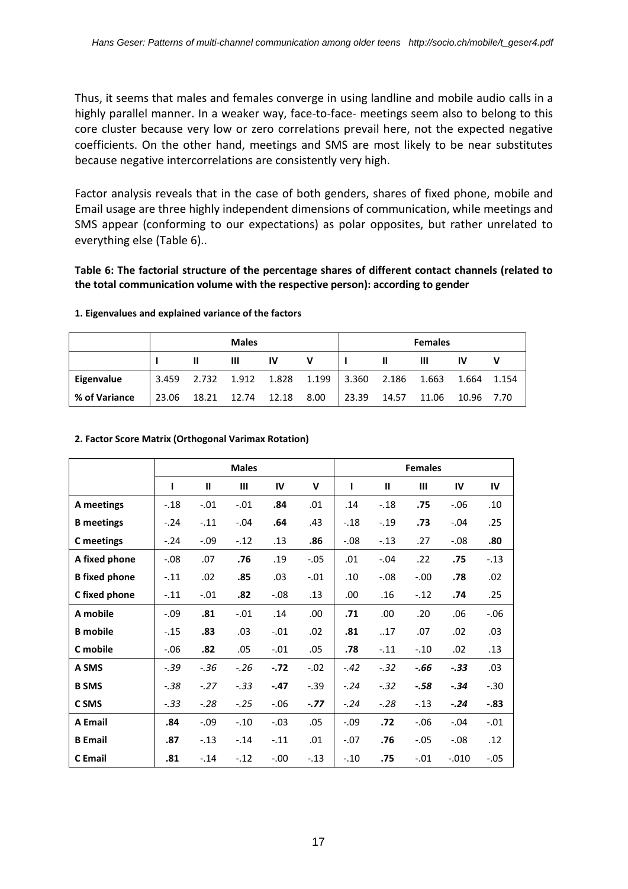Thus, it seems that males and females converge in using landline and mobile audio calls in a highly parallel manner. In a weaker way, face-to-face- meetings seem also to belong to this core cluster because very low or zero correlations prevail here, not the expected negative coefficients. On the other hand, meetings and SMS are most likely to be near substitutes because negative intercorrelations are consistently very high.

Factor analysis reveals that in the case of both genders, shares of fixed phone, mobile and Email usage are three highly independent dimensions of communication, while meetings and SMS appear (conforming to our expectations) as polar opposites, but rather unrelated to everything else (Table 6)..

**Table 6: The factorial structure of the percentage shares of different contact channels (related to the total communication volume with the respective person): according to gender**

**1. Eigenvalues and explained variance of the factors**

| | Males | | | | | Females | | | | |
|---|---|---|---|---|---|---|---|---|---|---|
| | I | II | III | IV | V | I | II | III | IV | V |
| **Eigenvalue** | 3.459 | 2.732 | 1.912 | 1.828 | 1.199 | 3.360 | 2.186 | 1.663 | 1.664 | 1.154 |
| **% of Variance** | 23.06 | 18.21 | 12.74 | 12.18 | 8.00 | 23.39 | 14.57 | 11.06 | 10.96 | 7.70 |

**2. Factor Score Matrix (Orthogonal Varimax Rotation)**

| | Males | | | | | Females | | | | |
|---|---|---|---|---|---|---|---|---|---|---|
| | I | II | III | IV | V | I | II | III | IV | IV |
| **A meetings** | -.18 | -.01 | -.01 | **.84** | .01 | .14 | -.18 | **.75** | -.06 | .10 |
| **B meetings** | -.24 | -.11 | -.04 | **.64** | .43 | -.18 | -.19 | **.73** | -.04 | .25 |
| **C meetings** | -.24 | -.09 | -.12 | .13 | **.86** | -.08 | -.13 | .27 | -.08 | **.80** |
| **A fixed phone** | -.08 | .07 | **.76** | .19 | -.05 | .01 | -.04 | .22 | **.75** | -.13 |
| **B fixed phone** | -.11 | .02 | **.85** | .03 | -.01 | .10 | -.08 | -.00 | **.78** | .02 |
| **C fixed phone** | -.11 | -.01 | **.82** | -.08 | .13 | .00 | .16 | -.12 | **.74** | .25 |
| **A mobile** | -.09 | **.81** | -.01 | .14 | .00 | **.71** | .00 | .20 | .06 | -.06 |
| **B mobile** | -.15 | **.83** | .03 | -.01 | .02 | **.81** | ..17 | .07 | .02 | .03 |
| **C mobile** | -.06 | **.82** | .05 | -.01 | .05 | **.78** | -.11 | -.10 | .02 | .13 |
| **A SMS** | *-.39* | *-.36* | *-.26* | ***-.72*** | -.02 | *-.42* | *-.32* | ***-.66*** | ***-.33*** | .03 |
| **B SMS** | *-.38* | *-.27* | *-.33* | ***-.47*** | -.39 | *-.24* | *-.32* | ***-.58*** | ***-.34*** | -.30 |
| **C SMS** | *-.33* | *-.28* | *-.25* | -.06 | ***-.77*** | *-.24* | *-.28* | -.13 | ***-.24*** | **-.83** |
| **A Email** | **.84** | -.09 | -.10 | -.03 | .05 | -.09 | **.72** | -.06 | -.04 | -.01 |
| **B Email** | **.87** | -.13 | -.14 | -.11 | .01 | -.07 | **.76** | -.05 | -.08 | .12 |
| **C Email** | **.81** | -.14 | -.12 | -.00 | -.13 | -.10 | **.75** | -.01 | -.010 | -.05 |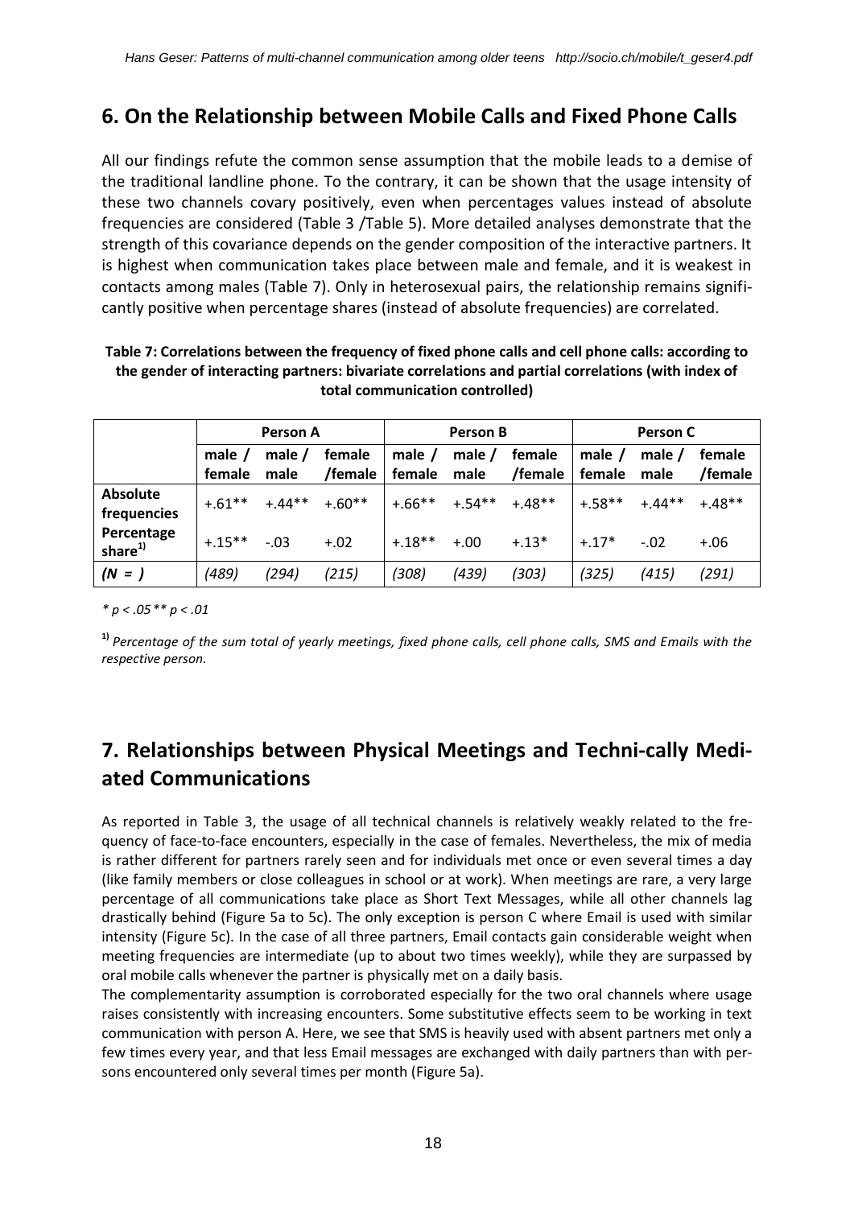## 6. On the Relationship between Mobile Calls and Fixed Phone Calls

All our findings refute the common sense assumption that the mobile leads to a demise of the traditional landline phone. To the contrary, it can be shown that the usage intensity of these two channels covary positively, even when percentages values instead of absolute frequencies are considered (Table 3 /Table 5). More detailed analyses demonstrate that the strength of this covariance depends on the gender composition of the interactive partners. It is highest when communication takes place between male and female, and it is weakest in contacts among males (Table 7). Only in heterosexual pairs, the relationship remains significantly positive when percentage shares (instead of absolute frequencies) are correlated.

**Table 7: Correlations between the frequency of fixed phone calls and cell phone calls: according to the gender of interacting partners: bivariate correlations and partial correlations (with index of total communication controlled)**

| | Person A | | | Person B | | | Person C | | |
|---|---|---|---|---|---|---|---|---|---|
| | male / female | male / male | female /female | male / female | male / male | female /female | male / female | male / male | female /female |
| **Absolute frequencies** | +.61** | +.44** | +.60** | +.66** | +.54** | +.48** | +.58** | +.44** | +.48** |
| **Percentage share[1)]** | +.15** | -.03 | +.02 | +.18** | +.00 | +.13* | +.17* | -.02 | +.06 |
| *(N = )* | *(489)* | *(294)* | *(215)* | *(308)* | *(439)* | *(303)* | *(325)* | *(415)* | *(291)* |

*\* p < .05 \*\* p < .01*

[1)] *Percentage of the sum total of yearly meetings, fixed phone calls, cell phone calls, SMS and Emails with the respective person.*

## 7. Relationships between Physical Meetings and Techni-cally Medi-ated Communications

As reported in Table 3, the usage of all technical channels is relatively weakly related to the frequency of face-to-face encounters, especially in the case of females. Nevertheless, the mix of media is rather different for partners rarely seen and for individuals met once or even several times a day (like family members or close colleagues in school or at work). When meetings are rare, a very large percentage of all communications take place as Short Text Messages, while all other channels lag drastically behind (Figure 5a to 5c). The only exception is person C where Email is used with similar intensity (Figure 5c). In the case of all three partners, Email contacts gain considerable weight when meeting frequencies are intermediate (up to about two times weekly), while they are surpassed by oral mobile calls whenever the partner is physically met on a daily basis.

The complementarity assumption is corroborated especially for the two oral channels where usage raises consistently with increasing encounters. Some substitutive effects seem to be working in text communication with person A. Here, we see that SMS is heavily used with absent partners met only a few times every year, and that less Email messages are exchanged with daily partners than with persons encountered only several times per month (Figure 5a).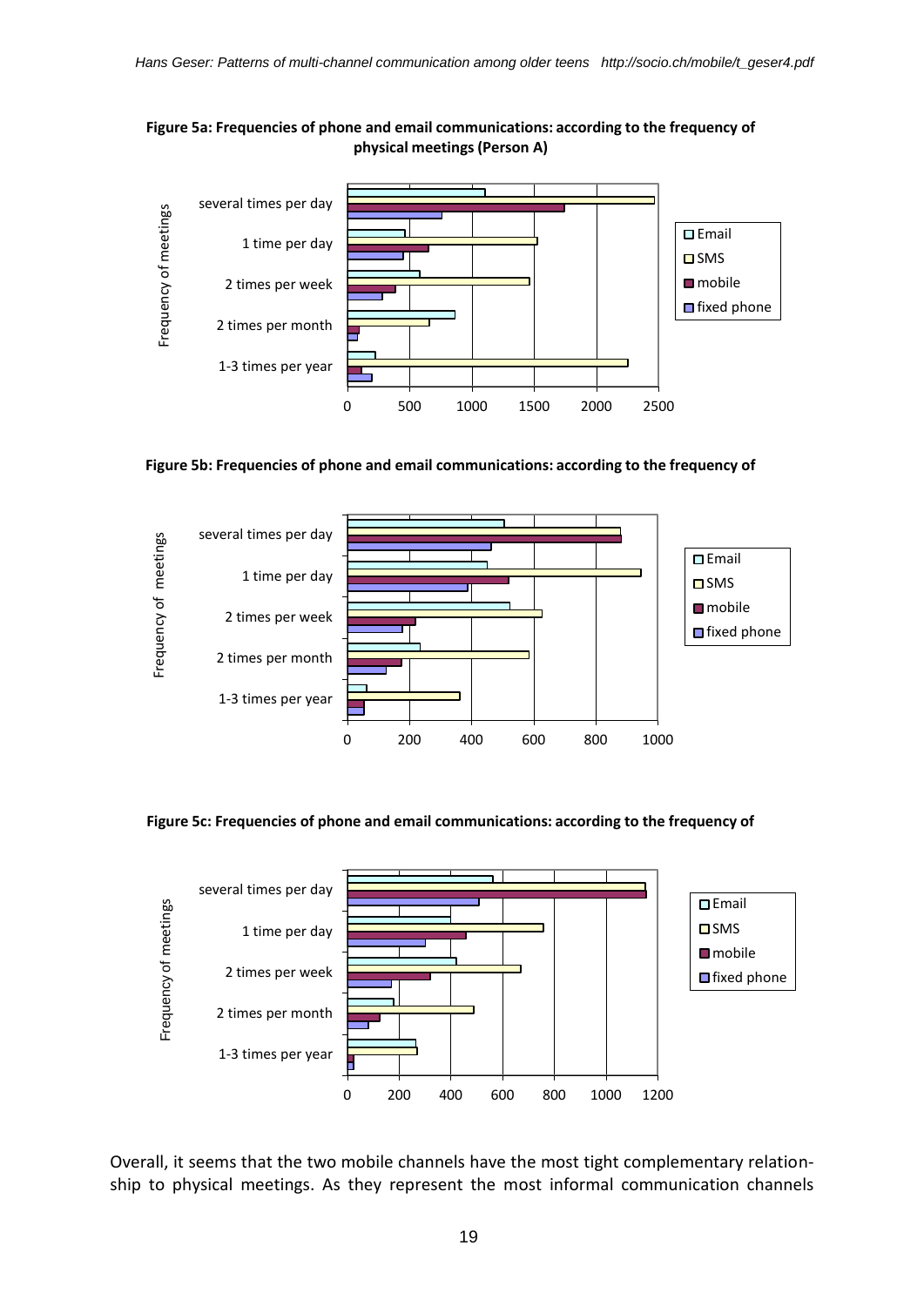**Figure 5a: Frequencies of phone and email communications: according to the frequency of physical meetings (Person A)**

Frequency of meetings

several times per day
1 time per day
2 times per week
2 times per month
1-3 times per year

0 500 1000 1500 2000 2500

Email
SMS
mobile
fixed phone

**Figure 5b: Frequencies of phone and email communications: according to the frequency of**

Frequency of meetings

several times per day
1 time per day
2 times per week
2 times per month
1-3 times per year

0 200 400 600 800 1000

Email
SMS
mobile
fixed phone

**Figure 5c: Frequencies of phone and email communications: according to the frequency of**

Frequency of meetings

several times per day
1 time per day
2 times per week
2 times per month
1-3 times per year

0 200 400 600 800 1000 1200

Email
SMS
mobile
fixed phone

Overall, it seems that the two mobile channels have the most tight complementary relationship to physical meetings. As they represent the most informal communication channels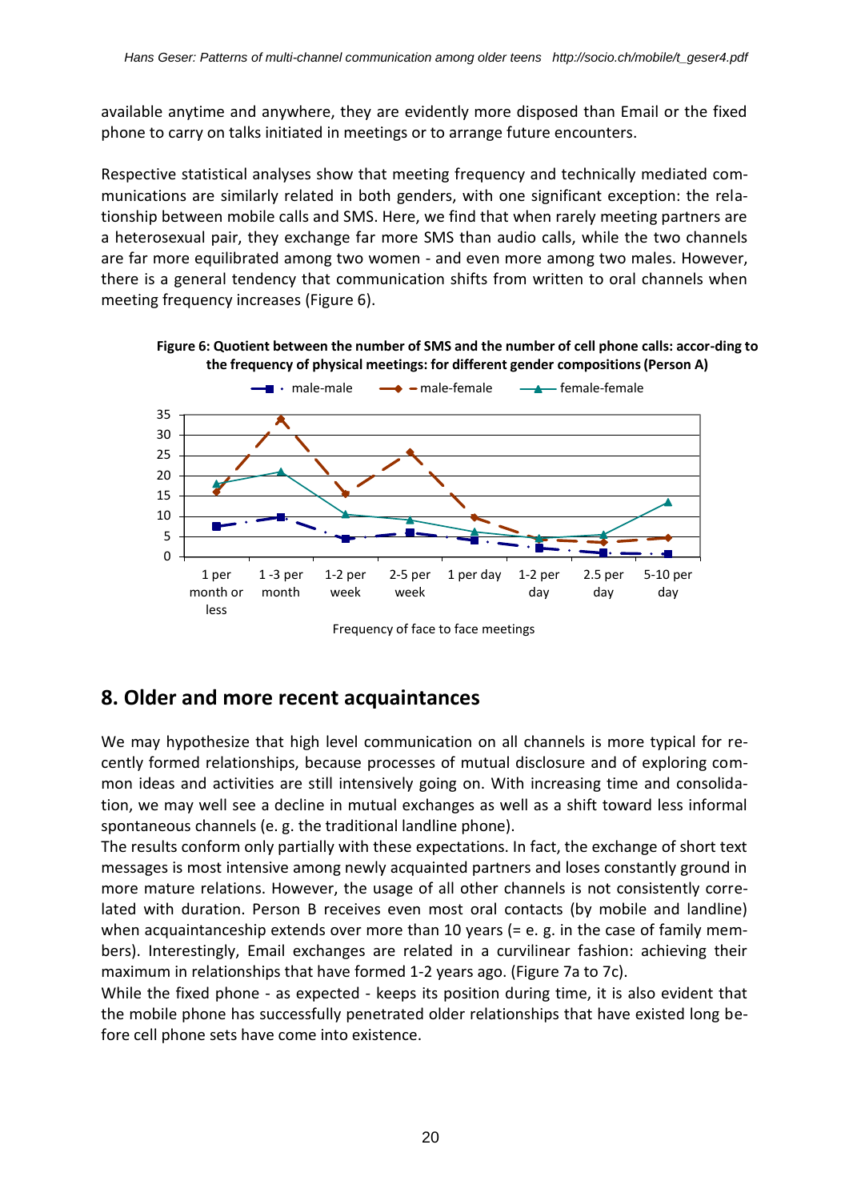available anytime and anywhere, they are evidently more disposed than Email or the fixed phone to carry on talks initiated in meetings or to arrange future encounters.

Respective statistical analyses show that meeting frequency and technically mediated communications are similarly related in both genders, with one significant exception: the relationship between mobile calls and SMS. Here, we find that when rarely meeting partners are a heterosexual pair, they exchange far more SMS than audio calls, while the two channels are far more equilibrated among two women - and even more among two males. However, there is a general tendency that communication shifts from written to oral channels when meeting frequency increases (Figure 6).

**Figure 6: Quotient between the number of SMS and the number of cell phone calls: accor-ding to the frequency of physical meetings: for different gender compositions (Person A)**

male-male
male-female
female-female

35
30
25
20
15
10
5
0

1 per month or less
1 -3 per month
1-2 per week
2-5 per week
1 per day
1-2 per day
2.5 per day
5-10 per day

Frequency of face to face meetings

## 8. Older and more recent acquaintances

We may hypothesize that high level communication on all channels is more typical for recently formed relationships, because processes of mutual disclosure and of exploring common ideas and activities are still intensively going on. With increasing time and consolidation, we may well see a decline in mutual exchanges as well as a shift toward less informal spontaneous channels (e. g. the traditional landline phone).

The results conform only partially with these expectations. In fact, the exchange of short text messages is most intensive among newly acquainted partners and loses constantly ground in more mature relations. However, the usage of all other channels is not consistently correlated with duration. Person B receives even most oral contacts (by mobile and landline) when acquaintanceship extends over more than 10 years (= e. g. in the case of family members). Interestingly, Email exchanges are related in a curvilinear fashion: achieving their maximum in relationships that have formed 1-2 years ago. (Figure 7a to 7c).

While the fixed phone - as expected - keeps its position during time, it is also evident that the mobile phone has successfully penetrated older relationships that have existed long before cell phone sets have come into existence.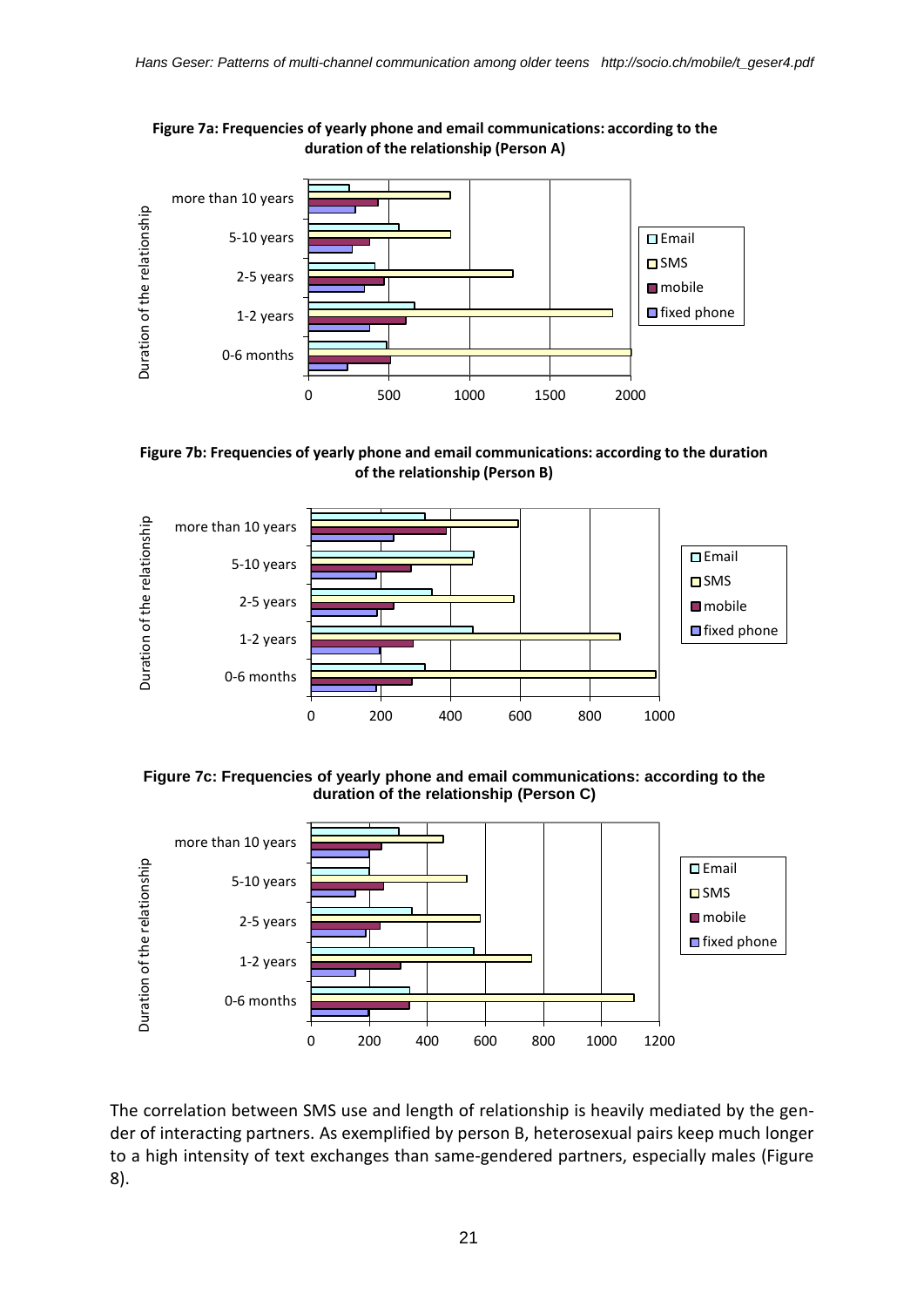**Figure 7a: Frequencies of yearly phone and email communications: according to the duration of the relationship (Person A)**

Duration of the relationship

more than 10 years
5-10 years
2-5 years
1-2 years
0-6 months

0 500 1000 1500 2000

Email
SMS
mobile
fixed phone

**Figure 7b: Frequencies of yearly phone and email communications: according to the duration of the relationship (Person B)**

Duration of the relationship

more than 10 years
5-10 years
2-5 years
1-2 years
0-6 months

0 200 400 600 800 1000

Email
SMS
mobile
fixed phone

**Figure 7c: Frequencies of yearly phone and email communications: according to the duration of the relationship (Person C)**

Duration of the relationship

more than 10 years
5-10 years
2-5 years
1-2 years
0-6 months

0 200 400 600 800 1000 1200

Email
SMS
mobile
fixed phone

The correlation between SMS use and length of relationship is heavily mediated by the gender of interacting partners. As exemplified by person B, heterosexual pairs keep much longer to a high intensity of text exchanges than same-gendered partners, especially males (Figure 8).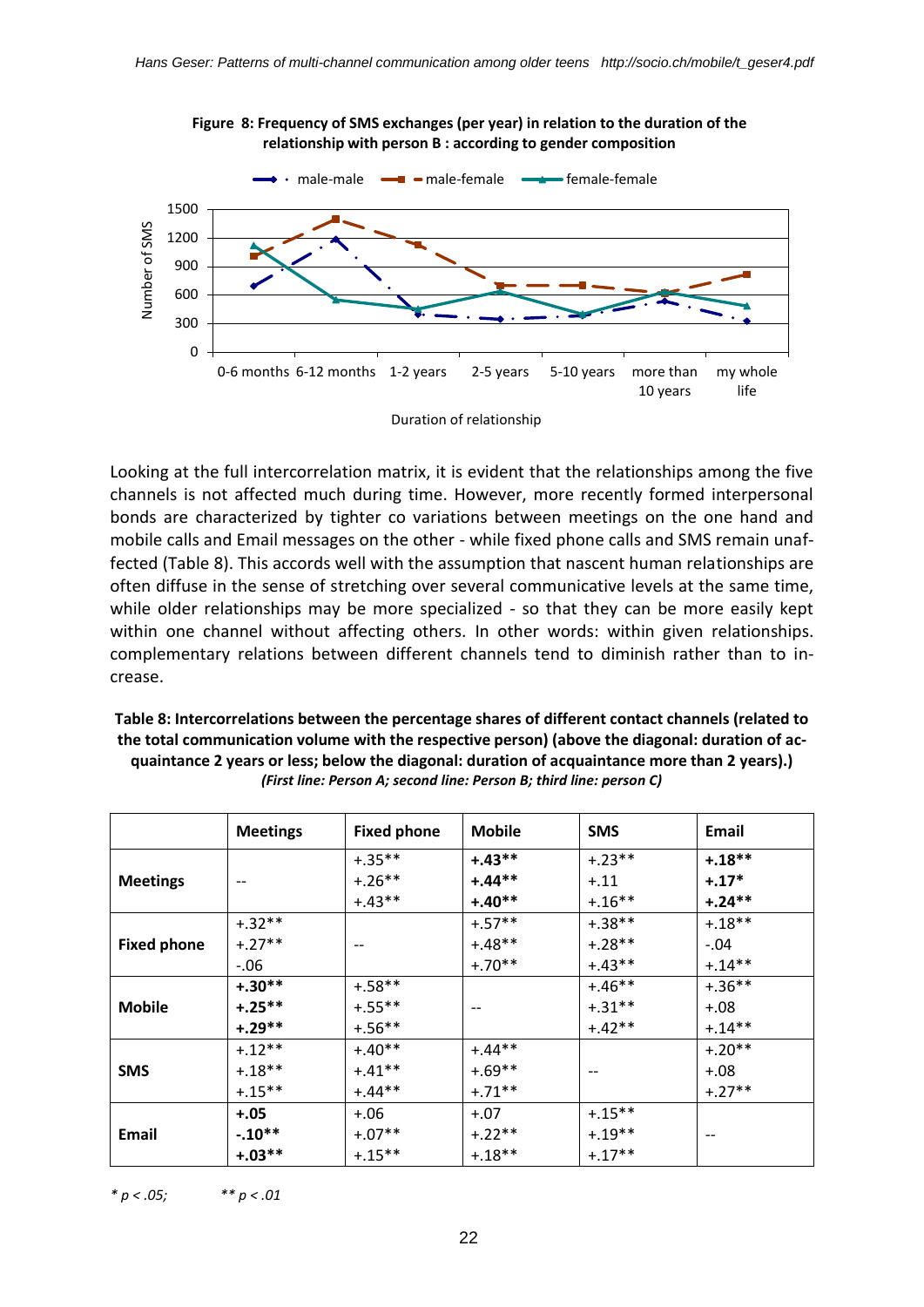**Figure 8: Frequency of SMS exchanges (per year) in relation to the duration of the relationship with person B : according to gender composition**

male-male
male-female
female-female

Number of SMS

1500
1200
900
600
300
0

0-6 months
6-12 months
1-2 years
2-5 years
5-10 years
more than 10 years
my whole life

Duration of relationship

Looking at the full intercorrelation matrix, it is evident that the relationships among the five channels is not affected much during time. However, more recently formed interpersonal bonds are characterized by tighter co variations between meetings on the one hand and mobile calls and Email messages on the other - while fixed phone calls and SMS remain unaffected (Table 8). This accords well with the assumption that nascent human relationships are often diffuse in the sense of stretching over several communicative levels at the same time, while older relationships may be more specialized - so that they can be more easily kept within one channel without affecting others. In other words: within given relationships. complementary relations between different channels tend to diminish rather than to increase.

**Table 8: Intercorrelations between the percentage shares of different contact channels (related to the total communication volume with the respective person) (above the diagonal: duration of acquaintance 2 years or less; below the diagonal: duration of acquaintance more than 2 years).)**
***(First line: Person A; second line: Person B; third line: person C)***

| | Meetings | Fixed phone | Mobile | SMS | Email |
|---|---|---|---|---|---|
| **Meetings** | -- | +.35**<br>+.26**<br>+.43** | **+.43**<br>+.44**<br>+.40**** | +.23**<br>+.11<br>+.16** | **+.18**<br>+.17*<br>+.24**** |
| **Fixed phone** | +.32**<br>+.27**<br>-.06 | -- | +.57**<br>+.48**<br>+.70** | +.38**<br>+.28**<br>+.43** | +.18**<br>-.04<br>+.14** |
| **Mobile** | **+.30**<br>+.25**<br>+.29**** | +.58**<br>+.55**<br>+.56** | -- | +.46**<br>+.31**<br>+.42** | +.36**<br>+.08<br>+.14** |
| **SMS** | +.12**<br>+.18**<br>+.15** | +.40**<br>+.41**<br>+.44** | +.44**<br>+.69**<br>+.71** | -- | +.20**<br>+.08<br>+.27** |
| **Email** | **+.05<br>-.10**<br>+.03**** | +.06<br>+.07**<br>+.15** | +.07<br>+.22**<br>+.18** | +.15**<br>+.19**<br>+.17** | -- |

*\* p < .05;   \*\* p < .01*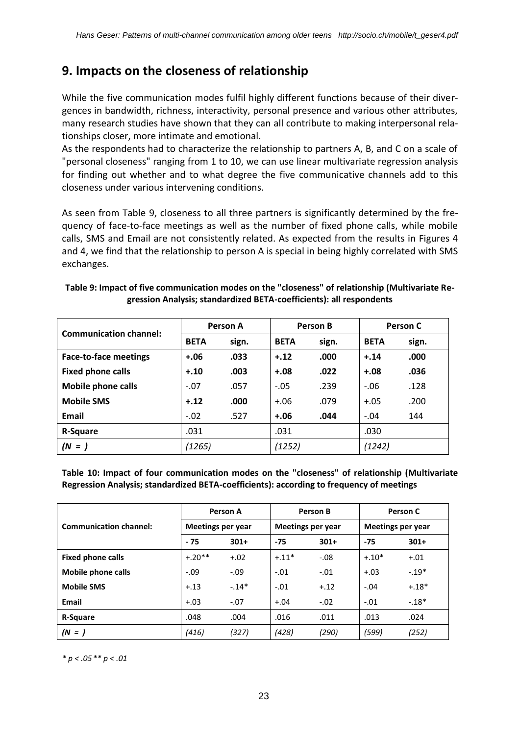## 9. Impacts on the closeness of relationship

While the five communication modes fulfil highly different functions because of their divergences in bandwidth, richness, interactivity, personal presence and various other attributes, many research studies have shown that they can all contribute to making interpersonal relationships closer, more intimate and emotional.
As the respondents had to characterize the relationship to partners A, B, and C on a scale of "personal closeness" ranging from 1 to 10, we can use linear multivariate regression analysis for finding out whether and to what degree the five communicative channels add to this closeness under various intervening conditions.

As seen from Table 9, closeness to all three partners is significantly determined by the frequency of face-to-face meetings as well as the number of fixed phone calls, while mobile calls, SMS and Email are not consistently related. As expected from the results in Figures 4 and 4, we find that the relationship to person A is special in being highly correlated with SMS exchanges.

**Table 9: Impact of five communication modes on the "closeness" of relationship (Multivariate Regression Analysis; standardized BETA-coefficients): all respondents**

| Communication channel: | Person A | | Person B | | Person C | |
|---|---|---|---|---|---|---|
| | BETA | sign. | BETA | sign. | BETA | sign. |
| **Face-to-face meetings** | **+.06** | **.033** | **+.12** | **.000** | **+.14** | **.000** |
| **Fixed phone calls** | **+.10** | **.003** | **+.08** | **.022** | **+.08** | **.036** |
| **Mobile phone calls** | -.07 | .057 | -.05 | .239 | -.06 | .128 |
| **Mobile SMS** | **+.12** | **.000** | +.06 | .079 | +.05 | .200 |
| **Email** | -.02 | .527 | **+.06** | **.044** | -.04 | 144 |
| **R-Square** | .031 | | .031 | | .030 | |
| ***(N = )*** | *(1265)* | | *(1252)* | | *(1242)* | |

**Table 10: Impact of four communication modes on the "closeness" of relationship (Multivariate Regression Analysis; standardized BETA-coefficients): according to frequency of meetings**

| Communication channel: | Person A | | Person B | | Person C | |
|---|---|---|---|---|---|---|
| | Meetings per year | | Meetings per year | | Meetings per year | |
| | - 75 | 301+ | -75 | 301+ | -75 | 301+ |
| **Fixed phone calls** | +.20** | +.02 | +.11* | -.08 | +.10* | +.01 |
| **Mobile phone calls** | -.09 | -.09 | -.01 | -.01 | +.03 | -.19* |
| **Mobile SMS** | +.13 | -.14* | -.01 | +.12 | -.04 | +.18* |
| **Email** | +.03 | -.07 | +.04 | -.02 | -.01 | -.18* |
| **R-Square** | .048 | .004 | .016 | .011 | .013 | .024 |
| ***(N = )*** | *(416)* | *(327)* | *(428)* | *(290)* | *(599)* | *(252)* |

*\* $p < .05$ \*\* $p < .01$*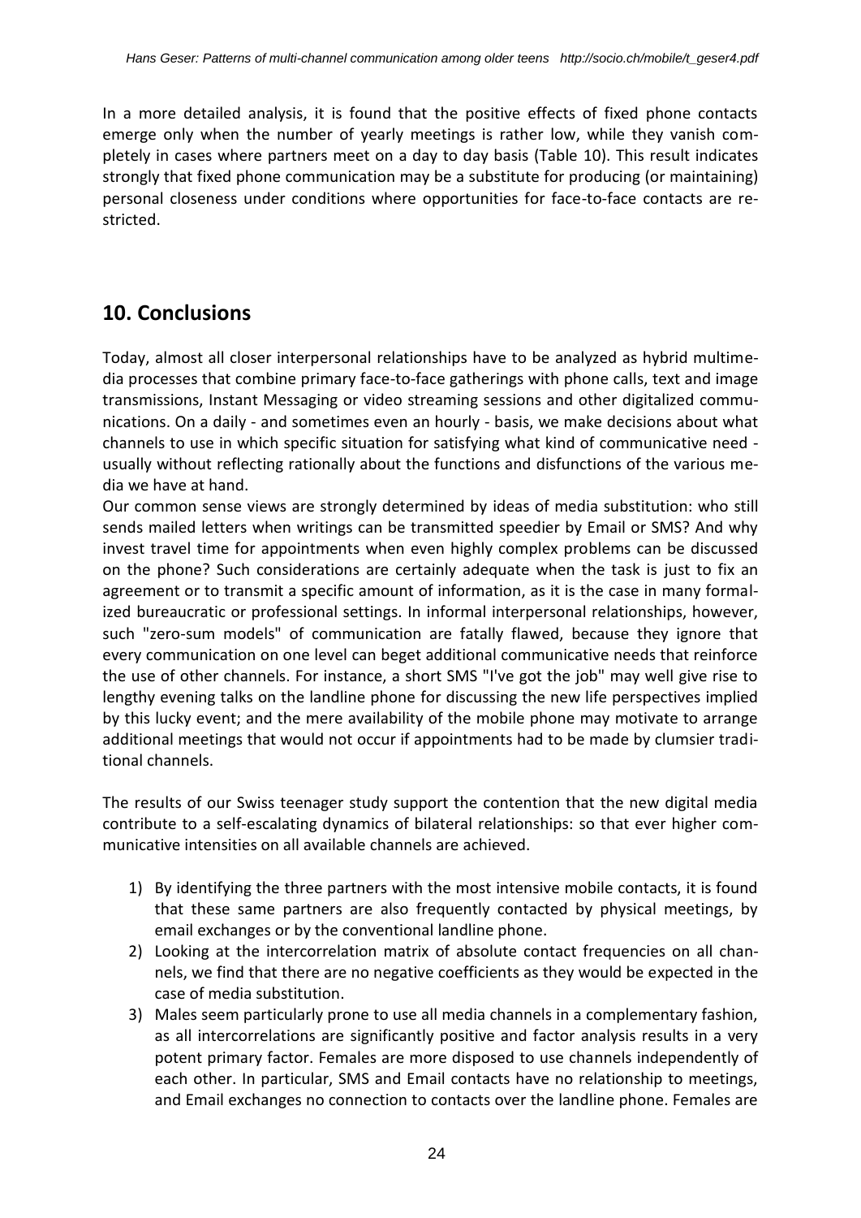In a more detailed analysis, it is found that the positive effects of fixed phone contacts emerge only when the number of yearly meetings is rather low, while they vanish completely in cases where partners meet on a day to day basis (Table 10). This result indicates strongly that fixed phone communication may be a substitute for producing (or maintaining) personal closeness under conditions where opportunities for face-to-face contacts are restricted.

## 10. Conclusions

Today, almost all closer interpersonal relationships have to be analyzed as hybrid multimedia processes that combine primary face-to-face gatherings with phone calls, text and image transmissions, Instant Messaging or video streaming sessions and other digitalized communications. On a daily - and sometimes even an hourly - basis, we make decisions about what channels to use in which specific situation for satisfying what kind of communicative need - usually without reflecting rationally about the functions and disfunctions of the various media we have at hand.

Our common sense views are strongly determined by ideas of media substitution: who still sends mailed letters when writings can be transmitted speedier by Email or SMS? And why invest travel time for appointments when even highly complex problems can be discussed on the phone? Such considerations are certainly adequate when the task is just to fix an agreement or to transmit a specific amount of information, as it is the case in many formalized bureaucratic or professional settings. In informal interpersonal relationships, however, such "zero-sum models" of communication are fatally flawed, because they ignore that every communication on one level can beget additional communicative needs that reinforce the use of other channels. For instance, a short SMS "I've got the job" may well give rise to lengthy evening talks on the landline phone for discussing the new life perspectives implied by this lucky event; and the mere availability of the mobile phone may motivate to arrange additional meetings that would not occur if appointments had to be made by clumsier traditional channels.

The results of our Swiss teenager study support the contention that the new digital media contribute to a self-escalating dynamics of bilateral relationships: so that ever higher communicative intensities on all available channels are achieved.

1) By identifying the three partners with the most intensive mobile contacts, it is found that these same partners are also frequently contacted by physical meetings, by email exchanges or by the conventional landline phone.
2) Looking at the intercorrelation matrix of absolute contact frequencies on all channels, we find that there are no negative coefficients as they would be expected in the case of media substitution.
3) Males seem particularly prone to use all media channels in a complementary fashion, as all intercorrelations are significantly positive and factor analysis results in a very potent primary factor. Females are more disposed to use channels independently of each other. In particular, SMS and Email contacts have no relationship to meetings, and Email exchanges no connection to contacts over the landline phone. Females are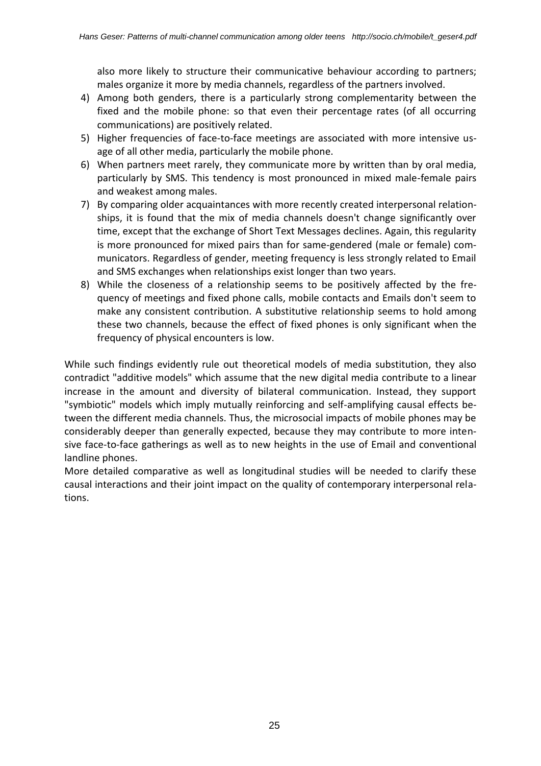also more likely to structure their communicative behaviour according to partners; males organize it more by media channels, regardless of the partners involved.

4) Among both genders, there is a particularly strong complementarity between the fixed and the mobile phone: so that even their percentage rates (of all occurring communications) are positively related.
5) Higher frequencies of face-to-face meetings are associated with more intensive usage of all other media, particularly the mobile phone.
6) When partners meet rarely, they communicate more by written than by oral media, particularly by SMS. This tendency is most pronounced in mixed male-female pairs and weakest among males.
7) By comparing older acquaintances with more recently created interpersonal relationships, it is found that the mix of media channels doesn't change significantly over time, except that the exchange of Short Text Messages declines. Again, this regularity is more pronounced for mixed pairs than for same-gendered (male or female) communicators. Regardless of gender, meeting frequency is less strongly related to Email and SMS exchanges when relationships exist longer than two years.
8) While the closeness of a relationship seems to be positively affected by the frequency of meetings and fixed phone calls, mobile contacts and Emails don't seem to make any consistent contribution. A substitutive relationship seems to hold among these two channels, because the effect of fixed phones is only significant when the frequency of physical encounters is low.

While such findings evidently rule out theoretical models of media substitution, they also contradict "additive models" which assume that the new digital media contribute to a linear increase in the amount and diversity of bilateral communication. Instead, they support "symbiotic" models which imply mutually reinforcing and self-amplifying causal effects between the different media channels. Thus, the microsocial impacts of mobile phones may be considerably deeper than generally expected, because they may contribute to more intensive face-to-face gatherings as well as to new heights in the use of Email and conventional landline phones.

More detailed comparative as well as longitudinal studies will be needed to clarify these causal interactions and their joint impact on the quality of contemporary interpersonal relations.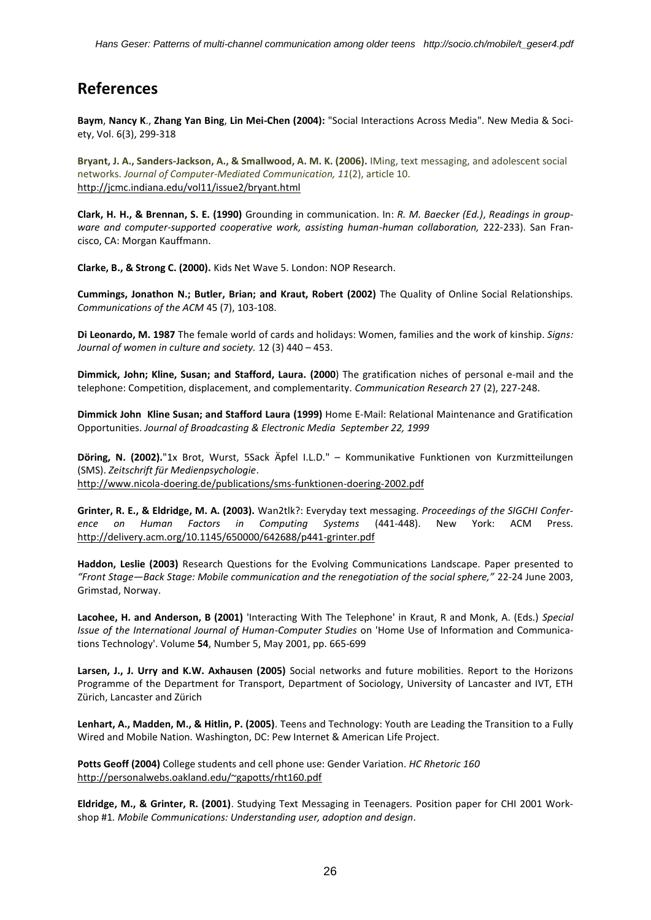## References

**Baym**, **Nancy K**., **Zhang Yan Bing**, **Lin Mei-Chen (2004):** "Social Interactions Across Media". New Media & Society, Vol. 6(3), 299-318

**Bryant, J. A., Sanders-Jackson, A., & Smallwood, A. M. K. (2006).** IMing, text messaging, and adolescent social networks. *Journal of Computer-Mediated Communication, 11*(2), article 10. http://jcmc.indiana.edu/vol11/issue2/bryant.html

**Clark, H. H., & Brennan, S. E. (1990)** Grounding in communication. In: *R. M. Baecker (Ed.)*, *Readings in groupware and computer-supported cooperative work, assisting human-human collaboration,* 222-233). San Francisco, CA: Morgan Kauffmann.

**Clarke, B., & Strong C. (2000).** Kids Net Wave 5. London: NOP Research.

**Cummings, Jonathon N.; Butler, Brian; and Kraut, Robert (2002)** The Quality of Online Social Relationships. *Communications of the ACM* 45 (7), 103-108.

**Di Leonardo, M. 1987** The female world of cards and holidays: Women, families and the work of kinship. *Signs: Journal of women in culture and society.* 12 (3) 440 – 453.

**Dimmick, John; Kline, Susan; and Stafford, Laura. (2000**) The gratification niches of personal e-mail and the telephone: Competition, displacement, and complementarity. *Communication Research* 27 (2), 227-248.

**Dimmick John Kline Susan; and Stafford Laura (1999)** Home E-Mail: Relational Maintenance and Gratification Opportunities. *Journal of Broadcasting & Electronic Media September 22, 1999*

**Döring, N. (2002).**"1x Brot, Wurst, 5Sack Äpfel I.L.D." – Kommunikative Funktionen von Kurzmitteilungen (SMS). *Zeitschrift für Medienpsychologie*. http://www.nicola-doering.de/publications/sms-funktionen-doering-2002.pdf

**Grinter, R. E., & Eldridge, M. A. (2003).** Wan2tlk?: Everyday text messaging. *Proceedings of the SIGCHI Conference on Human Factors in Computing Systems* (441-448). New York: ACM Press. http://delivery.acm.org/10.1145/650000/642688/p441-grinter.pdf

**Haddon, Leslie (2003)** Research Questions for the Evolving Communications Landscape. Paper presented to *"Front Stage—Back Stage: Mobile communication and the renegotiation of the social sphere,"* 22-24 June 2003, Grimstad, Norway.

**Lacohee, H. and Anderson, B (2001)** 'Interacting With The Telephone' in Kraut, R and Monk, A. (Eds.) *Special Issue of the International Journal of Human-Computer Studies* on 'Home Use of Information and Communications Technology'. Volume **54**, Number 5, May 2001, pp. 665-699

**Larsen, J., J. Urry and K.W. Axhausen (2005)** Social networks and future mobilities. Report to the Horizons Programme of the Department for Transport, Department of Sociology, University of Lancaster and IVT, ETH Zürich, Lancaster and Zürich

**Lenhart, A., Madden, M., & Hitlin, P. (2005)**. Teens and Technology: Youth are Leading the Transition to a Fully Wired and Mobile Nation*.* Washington, DC: Pew Internet & American Life Project.

**Potts Geoff (2004)** College students and cell phone use: Gender Variation. *HC Rhetoric 160* http://personalwebs.oakland.edu/~gapotts/rht160.pdf

**Eldridge, M., & Grinter, R. (2001)**. Studying Text Messaging in Teenagers. Position paper for CHI 2001 Workshop #1*. Mobile Communications: Understanding user, adoption and design*.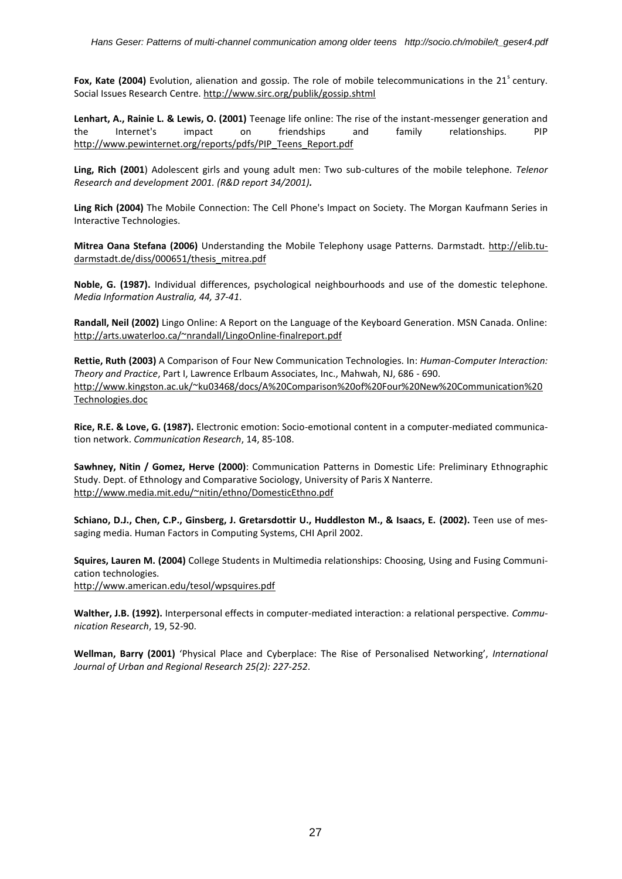**Fox, Kate (2004)** Evolution, alienation and gossip. The role of mobile telecommunications in the 21st century. Social Issues Research Centre. http://www.sirc.org/publik/gossip.shtml

**Lenhart, A., Rainie L. & Lewis, O. (2001)** Teenage life online: The rise of the instant-messenger generation and the Internet's impact on friendships and family relationships. PIP http://www.pewinternet.org/reports/pdfs/PIP_Teens_Report.pdf

**Ling, Rich (2001**) Adolescent girls and young adult men: Two sub-cultures of the mobile telephone. *Telenor Research and development 2001. (R&D report 34/2001).*

**Ling Rich (2004)** The Mobile Connection: The Cell Phone's Impact on Society. The Morgan Kaufmann Series in Interactive Technologies.

**Mitrea Oana Stefana (2006)** Understanding the Mobile Telephony usage Patterns. Darmstadt. http://elib.tu-darmstadt.de/diss/000651/thesis_mitrea.pdf

**Noble, G. (1987).** Individual differences, psychological neighbourhoods and use of the domestic telephone. *Media Information Australia, 44, 37-41*.

**Randall, Neil (2002)** Lingo Online: A Report on the Language of the Keyboard Generation. MSN Canada. Online: http://arts.uwaterloo.ca/~nrandall/LingoOnline-finalreport.pdf

**Rettie, Ruth (2003)** A Comparison of Four New Communication Technologies. In: *Human-Computer Interaction: Theory and Practice*, Part I, Lawrence Erlbaum Associates, Inc., Mahwah, NJ, 686 - 690. http://www.kingston.ac.uk/~ku03468/docs/A%20Comparison%20of%20Four%20New%20Communication%20Technologies.doc

**Rice, R.E. & Love, G. (1987).** Electronic emotion: Socio-emotional content in a computer-mediated communication network. *Communication Research*, 14, 85-108.

**Sawhney, Nitin / Gomez, Herve (2000)**: Communication Patterns in Domestic Life: Preliminary Ethnographic Study. Dept. of Ethnology and Comparative Sociology, University of Paris X Nanterre. http://www.media.mit.edu/~nitin/ethno/DomesticEthno.pdf

**Schiano, D.J., Chen, C.P., Ginsberg, J. Gretarsdottir U., Huddleston M., & Isaacs, E. (2002).** Teen use of messaging media. Human Factors in Computing Systems, CHI April 2002.

**Squires, Lauren M. (2004)** College Students in Multimedia relationships: Choosing, Using and Fusing Communication technologies.
http://www.american.edu/tesol/wpsquires.pdf

**Walther, J.B. (1992).** Interpersonal effects in computer-mediated interaction: a relational perspective. *Communication Research*, 19, 52-90.

**Wellman, Barry (2001)** 'Physical Place and Cyberplace: The Rise of Personalised Networking', *International Journal of Urban and Regional Research 25(2): 227-252*.